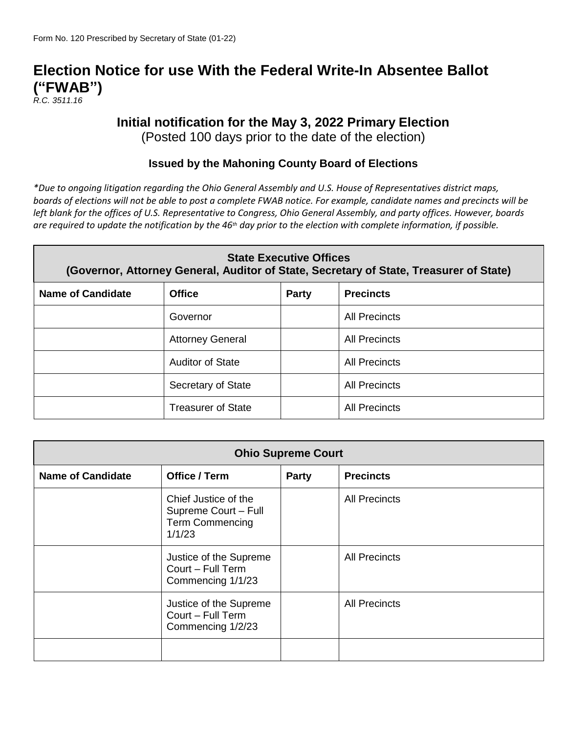Form No. 120 Prescribed by Secretary of State (01-22)

# Election Notice for use With the Federal Write-In Absentee Ballot ("FWAB")

*R.C. 3511.16*

## Initial notification for the May 3, 2022 Primary Election

(Posted 100 days prior to the date of the election)

### Issued by the Mahoning County Board of Elections

*\*Due to ongoing litigation regarding the Ohio General Assembly and U.S. House of Representatives district maps, boards of elections will not be able to post a complete FWAB notice. For example, candidate names and precincts will be left blank for the offices of U.S. Representative to Congress, Ohio General Assembly, and party offices. However, boards are required to update the notification by the 46th day prior to the election with complete information, if possible.*

| State Executive Offices (Governor, Attorney General, Auditor of State, Secretary of State, Treasurer of State) | | | |
|---|---|---|---|
| **Name of Candidate** | **Office** | **Party** | **Precincts** |
| | Governor | | All Precincts |
| | Attorney General | | All Precincts |
| | Auditor of State | | All Precincts |
| | Secretary of State | | All Precincts |
| | Treasurer of State | | All Precincts |

| Ohio Supreme Court | | | |
|---|---|---|---|
| **Name of Candidate** | **Office / Term** | **Party** | **Precincts** |
| | Chief Justice of the Supreme Court – Full Term Commencing 1/1/23 | | All Precincts |
| | Justice of the Supreme Court – Full Term Commencing 1/1/23 | | All Precincts |
| | Justice of the Supreme Court – Full Term Commencing 1/2/23 | | All Precincts |
| | | | |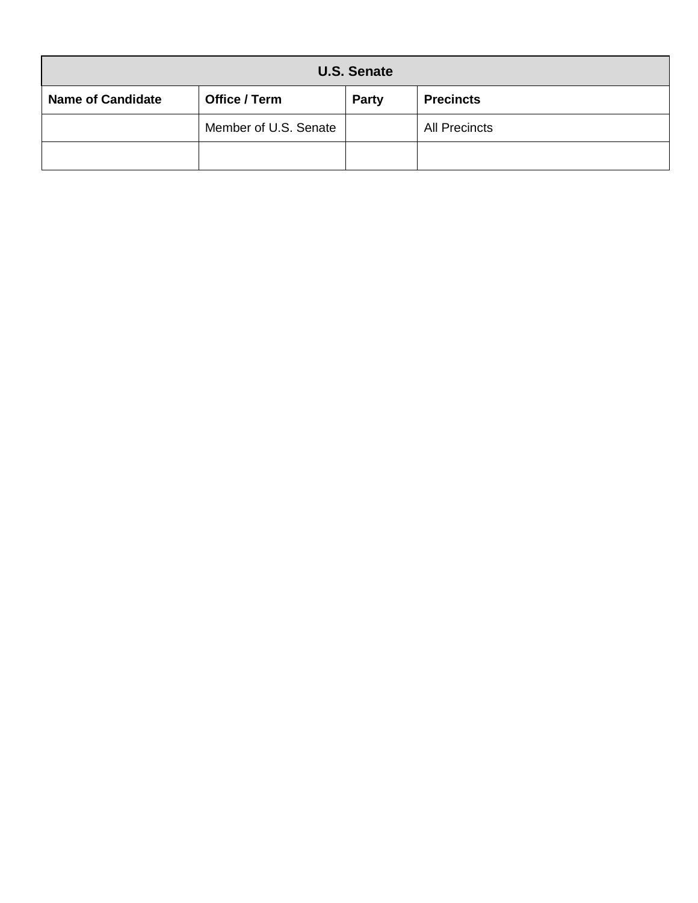| U.S. Senate | | | |
|---|---|---|---|
| **Name of Candidate** | **Office / Term** | **Party** | **Precincts** |
| | Member of U.S. Senate | | All Precincts |
| | | | |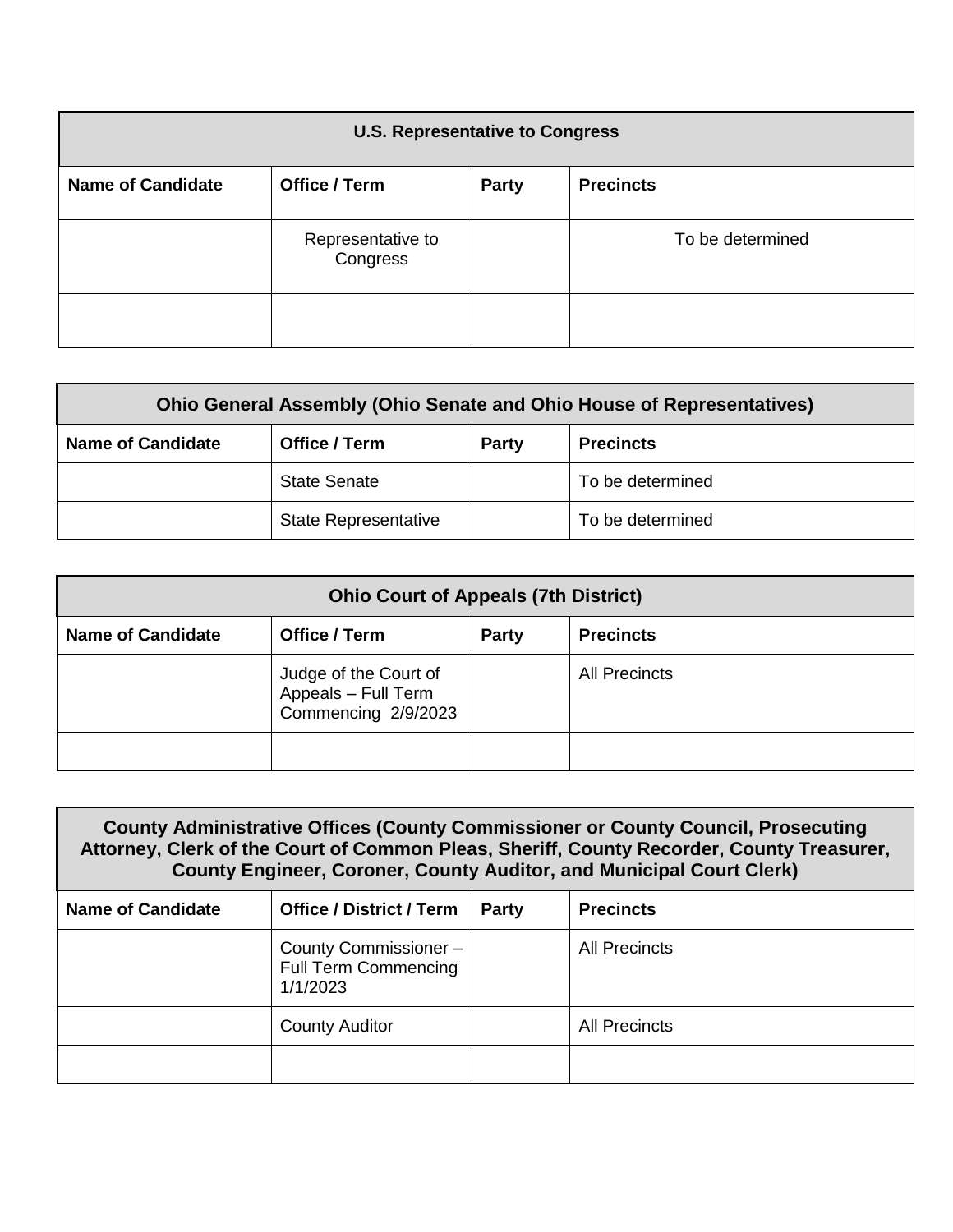| U.S. Representative to Congress | | | |
|---|---|---|---|
| **Name of Candidate** | **Office / Term** | **Party** | **Precincts** |
| | Representative to Congress | | To be determined |
| | | | |

| Ohio General Assembly (Ohio Senate and Ohio House of Representatives) | | | |
|---|---|---|---|
| **Name of Candidate** | **Office / Term** | **Party** | **Precincts** |
| | State Senate | | To be determined |
| | State Representative | | To be determined |

| Ohio Court of Appeals (7th District) | | | |
|---|---|---|---|
| **Name of Candidate** | **Office / Term** | **Party** | **Precincts** |
| | Judge of the Court of Appeals – Full Term Commencing 2/9/2023 | | All Precincts |
| | | | |

| County Administrative Offices (County Commissioner or County Council, Prosecuting Attorney, Clerk of the Court of Common Pleas, Sheriff, County Recorder, County Treasurer, County Engineer, Coroner, County Auditor, and Municipal Court Clerk) | | | |
|---|---|---|---|
| **Name of Candidate** | **Office / District / Term** | **Party** | **Precincts** |
| | County Commissioner – Full Term Commencing 1/1/2023 | | All Precincts |
| | County Auditor | | All Precincts |
| | | | |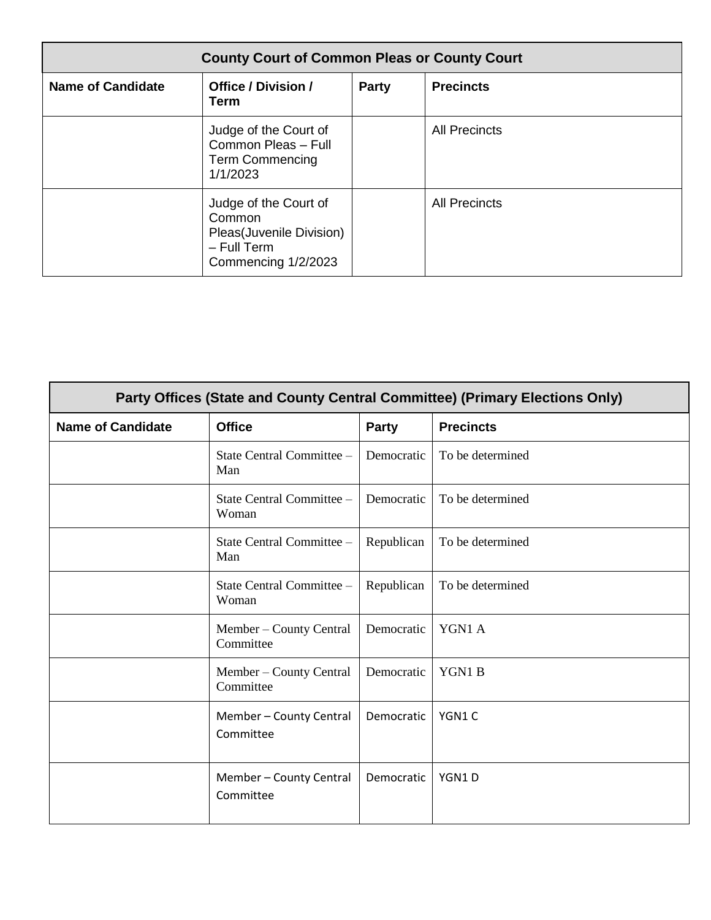| County Court of Common Pleas or County Court | | | |
|---|---|---|---|
| **Name of Candidate** | **Office / Division / Term** | **Party** | **Precincts** |
| | Judge of the Court of Common Pleas – Full Term Commencing 1/1/2023 | | All Precincts |
| | Judge of the Court of Common Pleas(Juvenile Division) – Full Term Commencing 1/2/2023 | | All Precincts |

| Party Offices (State and County Central Committee) (Primary Elections Only) | | | |
|---|---|---|---|
| **Name of Candidate** | **Office** | **Party** | **Precincts** |
| | State Central Committee – Man | Democratic | To be determined |
| | State Central Committee – Woman | Democratic | To be determined |
| | State Central Committee – Man | Republican | To be determined |
| | State Central Committee – Woman | Republican | To be determined |
| | Member – County Central Committee | Democratic | YGN1 A |
| | Member – County Central Committee | Democratic | YGN1 B |
| | Member – County Central Committee | Democratic | YGN1 C |
| | Member – County Central Committee | Democratic | YGN1 D |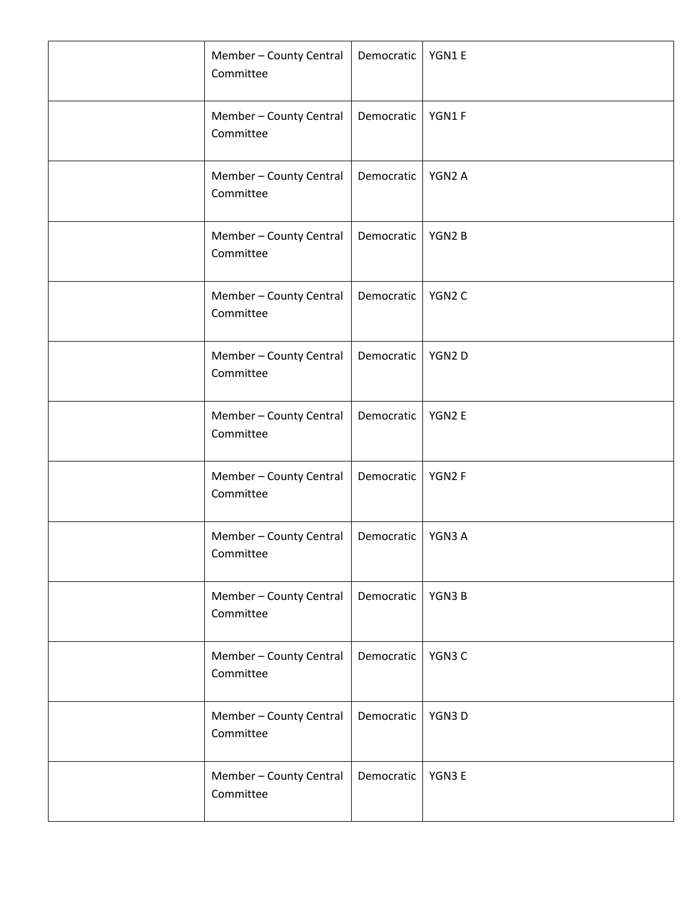| | | | |
|---|---|---|---|
| | Member – County Central Committee | Democratic | YGN1 E |
| | Member – County Central Committee | Democratic | YGN1 F |
| | Member – County Central Committee | Democratic | YGN2 A |
| | Member – County Central Committee | Democratic | YGN2 B |
| | Member – County Central Committee | Democratic | YGN2 C |
| | Member – County Central Committee | Democratic | YGN2 D |
| | Member – County Central Committee | Democratic | YGN2 E |
| | Member – County Central Committee | Democratic | YGN2 F |
| | Member – County Central Committee | Democratic | YGN3 A |
| | Member – County Central Committee | Democratic | YGN3 B |
| | Member – County Central Committee | Democratic | YGN3 C |
| | Member – County Central Committee | Democratic | YGN3 D |
| | Member – County Central Committee | Democratic | YGN3 E |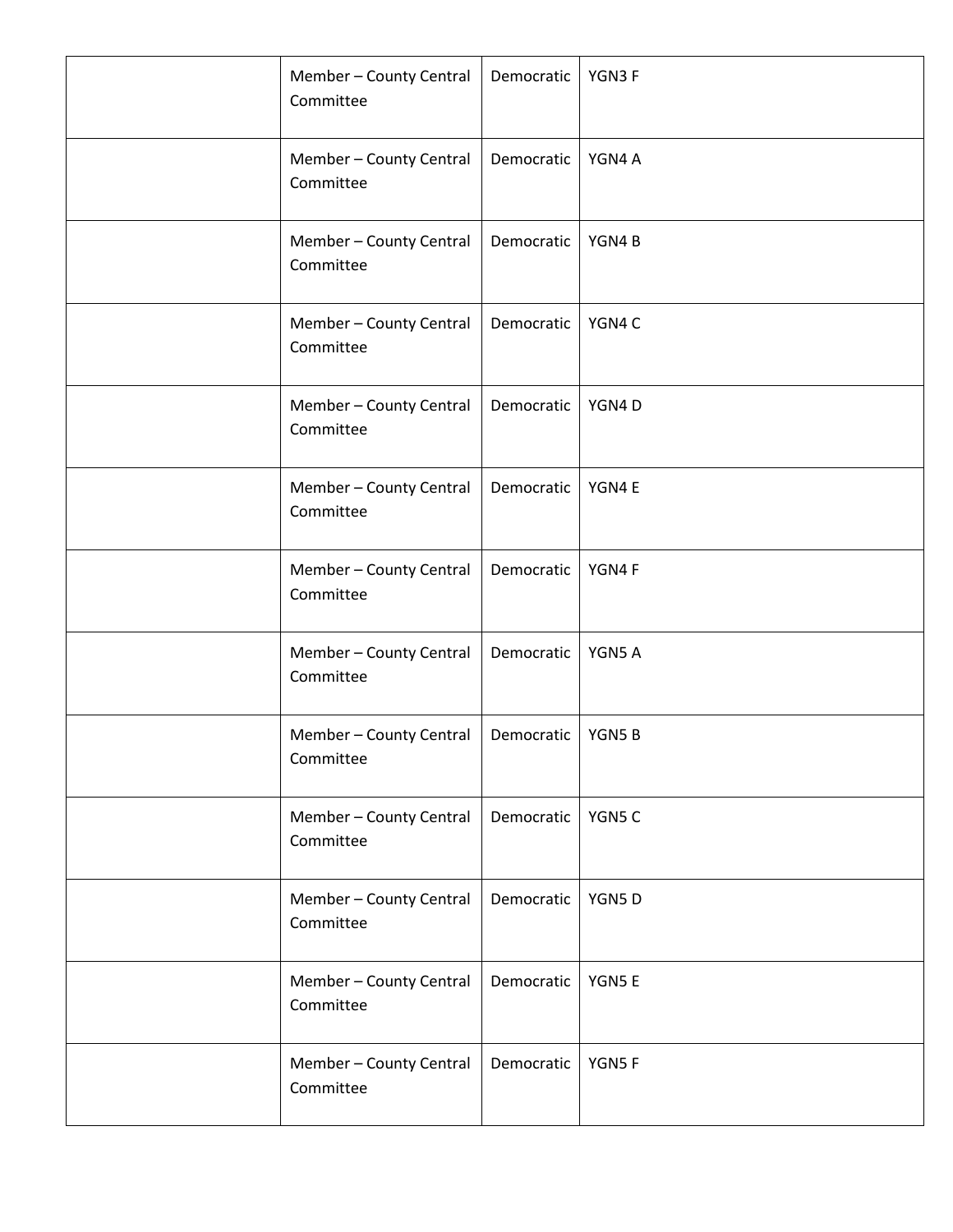| | | | |
|---|---|---|---|
| | Member – County Central Committee | Democratic | YGN3 F |
| | Member – County Central Committee | Democratic | YGN4 A |
| | Member – County Central Committee | Democratic | YGN4 B |
| | Member – County Central Committee | Democratic | YGN4 C |
| | Member – County Central Committee | Democratic | YGN4 D |
| | Member – County Central Committee | Democratic | YGN4 E |
| | Member – County Central Committee | Democratic | YGN4 F |
| | Member – County Central Committee | Democratic | YGN5 A |
| | Member – County Central Committee | Democratic | YGN5 B |
| | Member – County Central Committee | Democratic | YGN5 C |
| | Member – County Central Committee | Democratic | YGN5 D |
| | Member – County Central Committee | Democratic | YGN5 E |
| | Member – County Central Committee | Democratic | YGN5 F |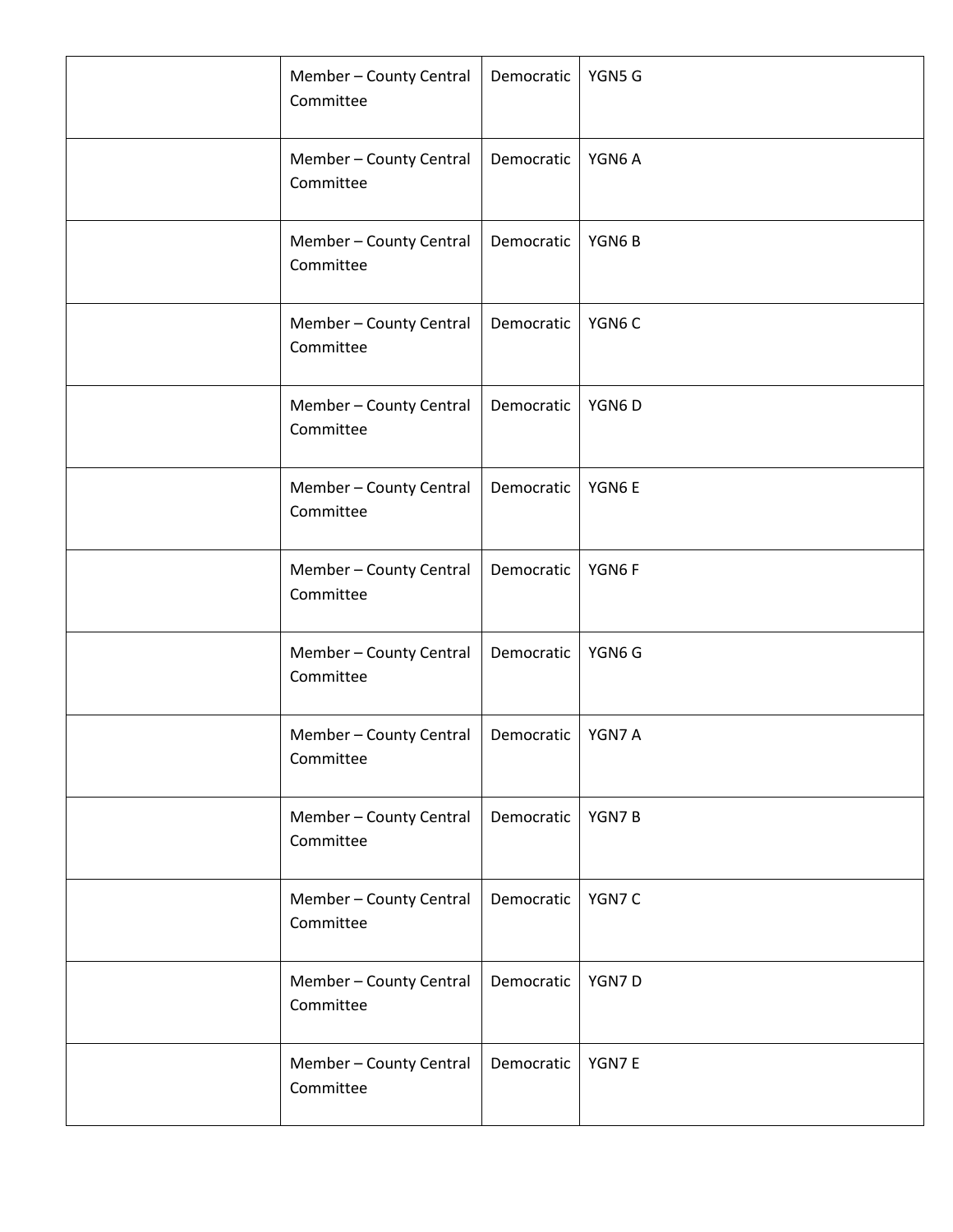| | | | |
|---|---|---|---|
| | Member – County Central Committee | Democratic | YGN5 G |
| | Member – County Central Committee | Democratic | YGN6 A |
| | Member – County Central Committee | Democratic | YGN6 B |
| | Member – County Central Committee | Democratic | YGN6 C |
| | Member – County Central Committee | Democratic | YGN6 D |
| | Member – County Central Committee | Democratic | YGN6 E |
| | Member – County Central Committee | Democratic | YGN6 F |
| | Member – County Central Committee | Democratic | YGN6 G |
| | Member – County Central Committee | Democratic | YGN7 A |
| | Member – County Central Committee | Democratic | YGN7 B |
| | Member – County Central Committee | Democratic | YGN7 C |
| | Member – County Central Committee | Democratic | YGN7 D |
| | Member – County Central Committee | Democratic | YGN7 E |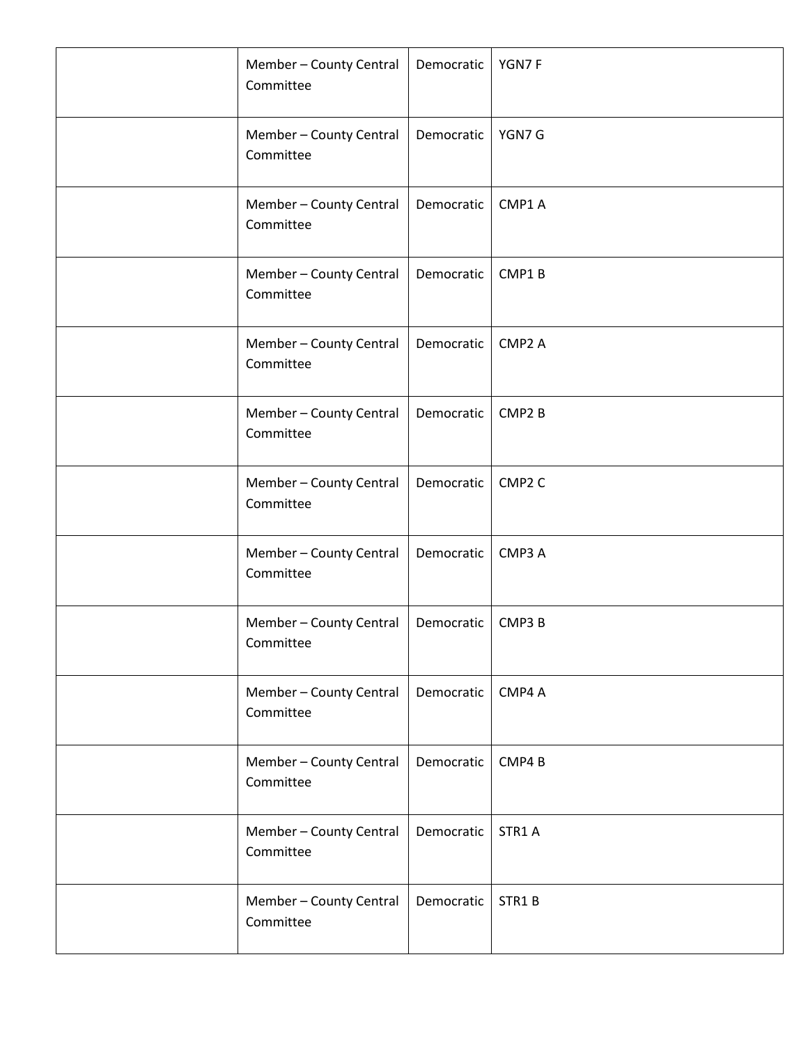| | | | |
|---|---|---|---|
| | Member – County Central Committee | Democratic | YGN7 F |
| | Member – County Central Committee | Democratic | YGN7 G |
| | Member – County Central Committee | Democratic | CMP1 A |
| | Member – County Central Committee | Democratic | CMP1 B |
| | Member – County Central Committee | Democratic | CMP2 A |
| | Member – County Central Committee | Democratic | CMP2 B |
| | Member – County Central Committee | Democratic | CMP2 C |
| | Member – County Central Committee | Democratic | CMP3 A |
| | Member – County Central Committee | Democratic | CMP3 B |
| | Member – County Central Committee | Democratic | CMP4 A |
| | Member – County Central Committee | Democratic | CMP4 B |
| | Member – County Central Committee | Democratic | STR1 A |
| | Member – County Central Committee | Democratic | STR1 B |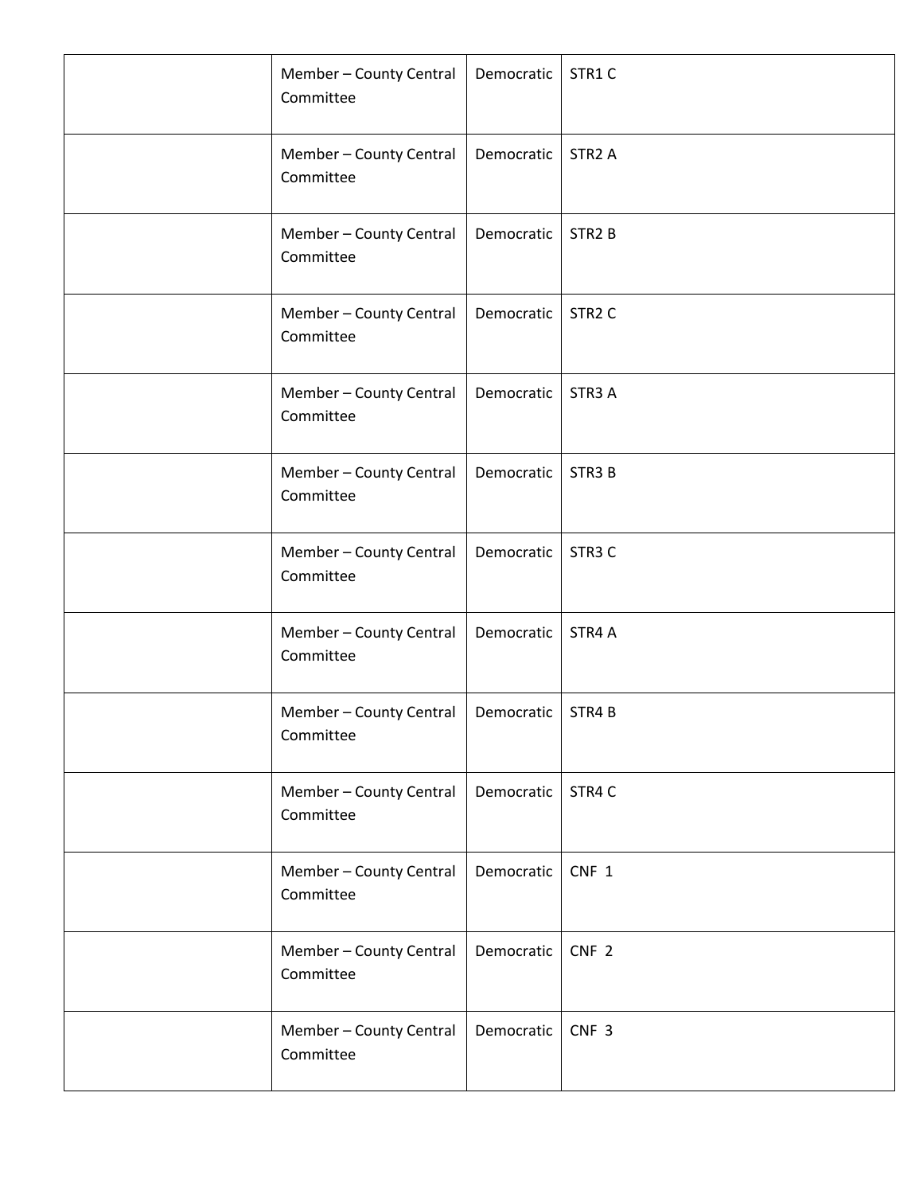| | | | |
|---|---|---|---|
| | Member – County Central Committee | Democratic | STR1 C |
| | Member – County Central Committee | Democratic | STR2 A |
| | Member – County Central Committee | Democratic | STR2 B |
| | Member – County Central Committee | Democratic | STR2 C |
| | Member – County Central Committee | Democratic | STR3 A |
| | Member – County Central Committee | Democratic | STR3 B |
| | Member – County Central Committee | Democratic | STR3 C |
| | Member – County Central Committee | Democratic | STR4 A |
| | Member – County Central Committee | Democratic | STR4 B |
| | Member – County Central Committee | Democratic | STR4 C |
| | Member – County Central Committee | Democratic | CNF 1 |
| | Member – County Central Committee | Democratic | CNF 2 |
| | Member – County Central Committee | Democratic | CNF 3 |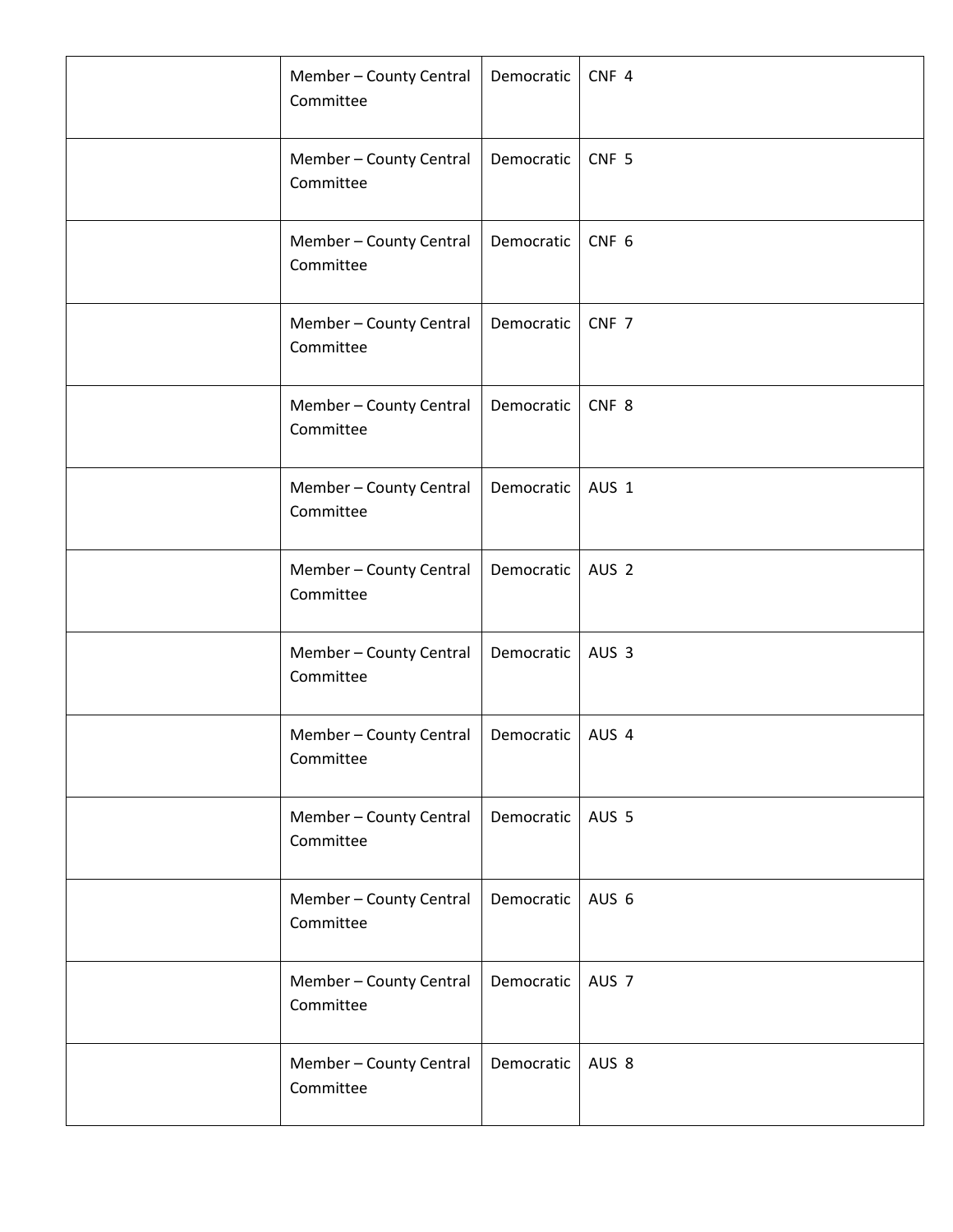| | | | |
|---|---|---|---|
| | Member – County Central Committee | Democratic | CNF 4 |
| | Member – County Central Committee | Democratic | CNF 5 |
| | Member – County Central Committee | Democratic | CNF 6 |
| | Member – County Central Committee | Democratic | CNF 7 |
| | Member – County Central Committee | Democratic | CNF 8 |
| | Member – County Central Committee | Democratic | AUS 1 |
| | Member – County Central Committee | Democratic | AUS 2 |
| | Member – County Central Committee | Democratic | AUS 3 |
| | Member – County Central Committee | Democratic | AUS 4 |
| | Member – County Central Committee | Democratic | AUS 5 |
| | Member – County Central Committee | Democratic | AUS 6 |
| | Member – County Central Committee | Democratic | AUS 7 |
| | Member – County Central Committee | Democratic | AUS 8 |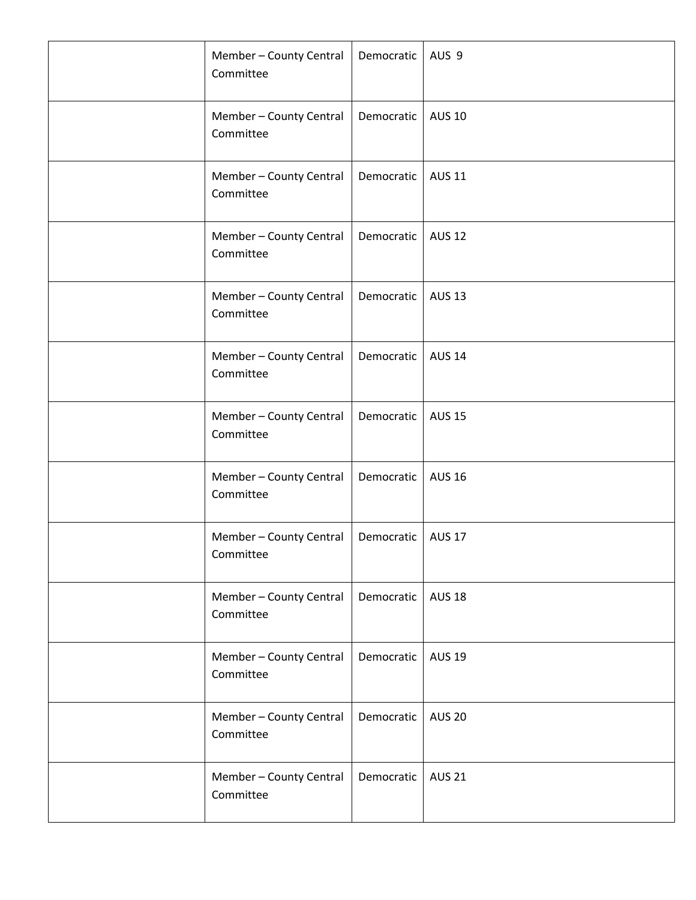|  |  |  |  |
|---|---|---|---|
|  | Member – County Central Committee | Democratic | AUS 9 |
|  | Member – County Central Committee | Democratic | AUS 10 |
|  | Member – County Central Committee | Democratic | AUS 11 |
|  | Member – County Central Committee | Democratic | AUS 12 |
|  | Member – County Central Committee | Democratic | AUS 13 |
|  | Member – County Central Committee | Democratic | AUS 14 |
|  | Member – County Central Committee | Democratic | AUS 15 |
|  | Member – County Central Committee | Democratic | AUS 16 |
|  | Member – County Central Committee | Democratic | AUS 17 |
|  | Member – County Central Committee | Democratic | AUS 18 |
|  | Member – County Central Committee | Democratic | AUS 19 |
|  | Member – County Central Committee | Democratic | AUS 20 |
|  | Member – County Central Committee | Democratic | AUS 21 |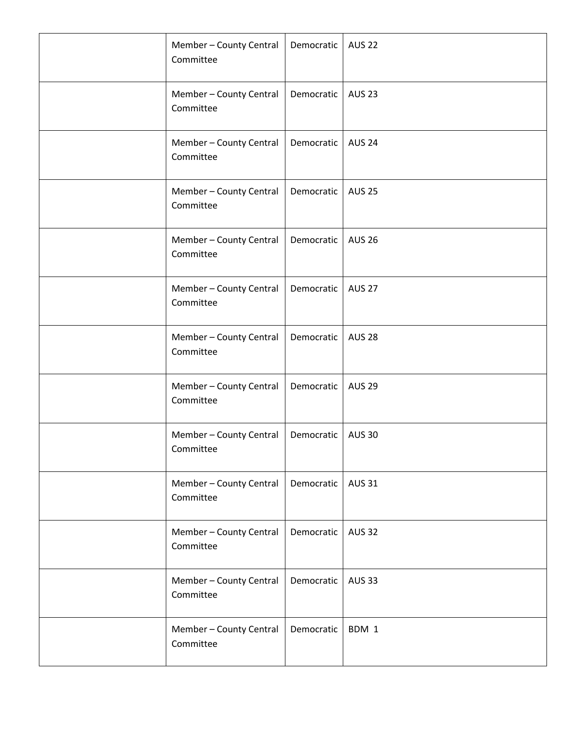| | | | |
|---|---|---|---|
| | Member – County Central Committee | Democratic | AUS 22 |
| | Member – County Central Committee | Democratic | AUS 23 |
| | Member – County Central Committee | Democratic | AUS 24 |
| | Member – County Central Committee | Democratic | AUS 25 |
| | Member – County Central Committee | Democratic | AUS 26 |
| | Member – County Central Committee | Democratic | AUS 27 |
| | Member – County Central Committee | Democratic | AUS 28 |
| | Member – County Central Committee | Democratic | AUS 29 |
| | Member – County Central Committee | Democratic | AUS 30 |
| | Member – County Central Committee | Democratic | AUS 31 |
| | Member – County Central Committee | Democratic | AUS 32 |
| | Member – County Central Committee | Democratic | AUS 33 |
| | Member – County Central Committee | Democratic | BDM 1 |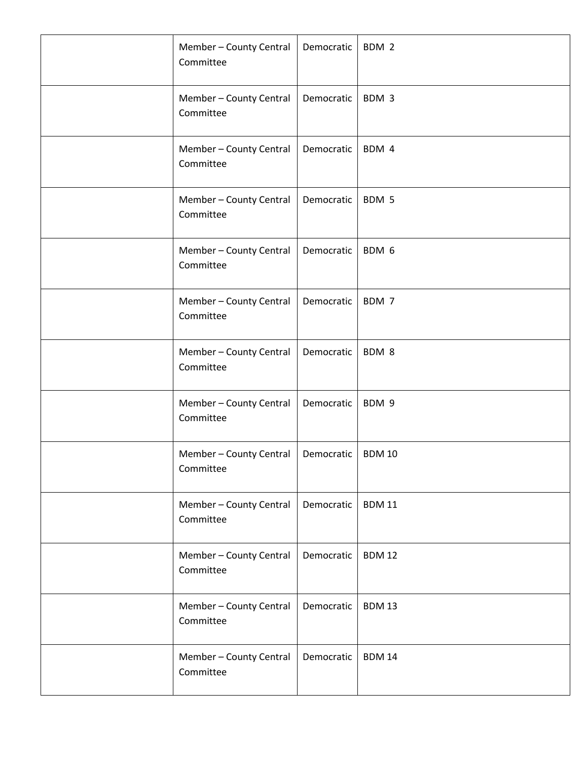| | | | |
|---|---|---|---|
| | Member – County Central Committee | Democratic | BDM 2 |
| | Member – County Central Committee | Democratic | BDM 3 |
| | Member – County Central Committee | Democratic | BDM 4 |
| | Member – County Central Committee | Democratic | BDM 5 |
| | Member – County Central Committee | Democratic | BDM 6 |
| | Member – County Central Committee | Democratic | BDM 7 |
| | Member – County Central Committee | Democratic | BDM 8 |
| | Member – County Central Committee | Democratic | BDM 9 |
| | Member – County Central Committee | Democratic | BDM 10 |
| | Member – County Central Committee | Democratic | BDM 11 |
| | Member – County Central Committee | Democratic | BDM 12 |
| | Member – County Central Committee | Democratic | BDM 13 |
| | Member – County Central Committee | Democratic | BDM 14 |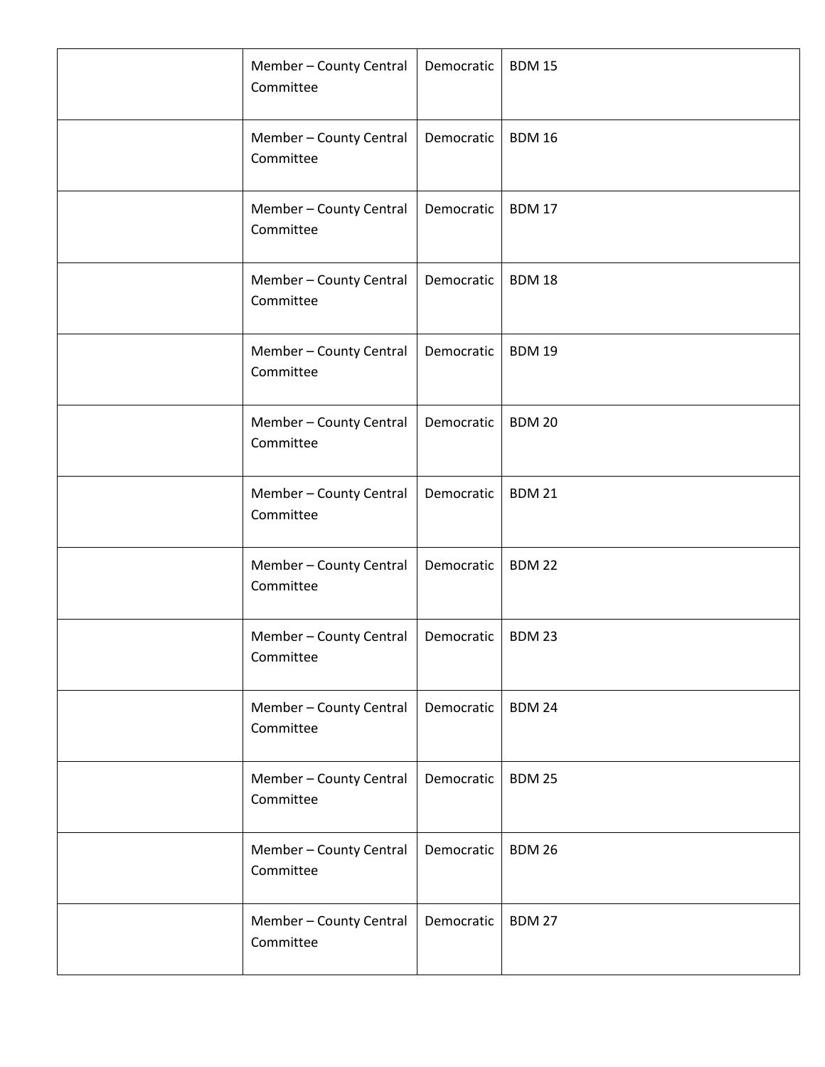| | | | |
|---|---|---|---|
| | Member – County Central Committee | Democratic | BDM 15 |
| | Member – County Central Committee | Democratic | BDM 16 |
| | Member – County Central Committee | Democratic | BDM 17 |
| | Member – County Central Committee | Democratic | BDM 18 |
| | Member – County Central Committee | Democratic | BDM 19 |
| | Member – County Central Committee | Democratic | BDM 20 |
| | Member – County Central Committee | Democratic | BDM 21 |
| | Member – County Central Committee | Democratic | BDM 22 |
| | Member – County Central Committee | Democratic | BDM 23 |
| | Member – County Central Committee | Democratic | BDM 24 |
| | Member – County Central Committee | Democratic | BDM 25 |
| | Member – County Central Committee | Democratic | BDM 26 |
| | Member – County Central Committee | Democratic | BDM 27 |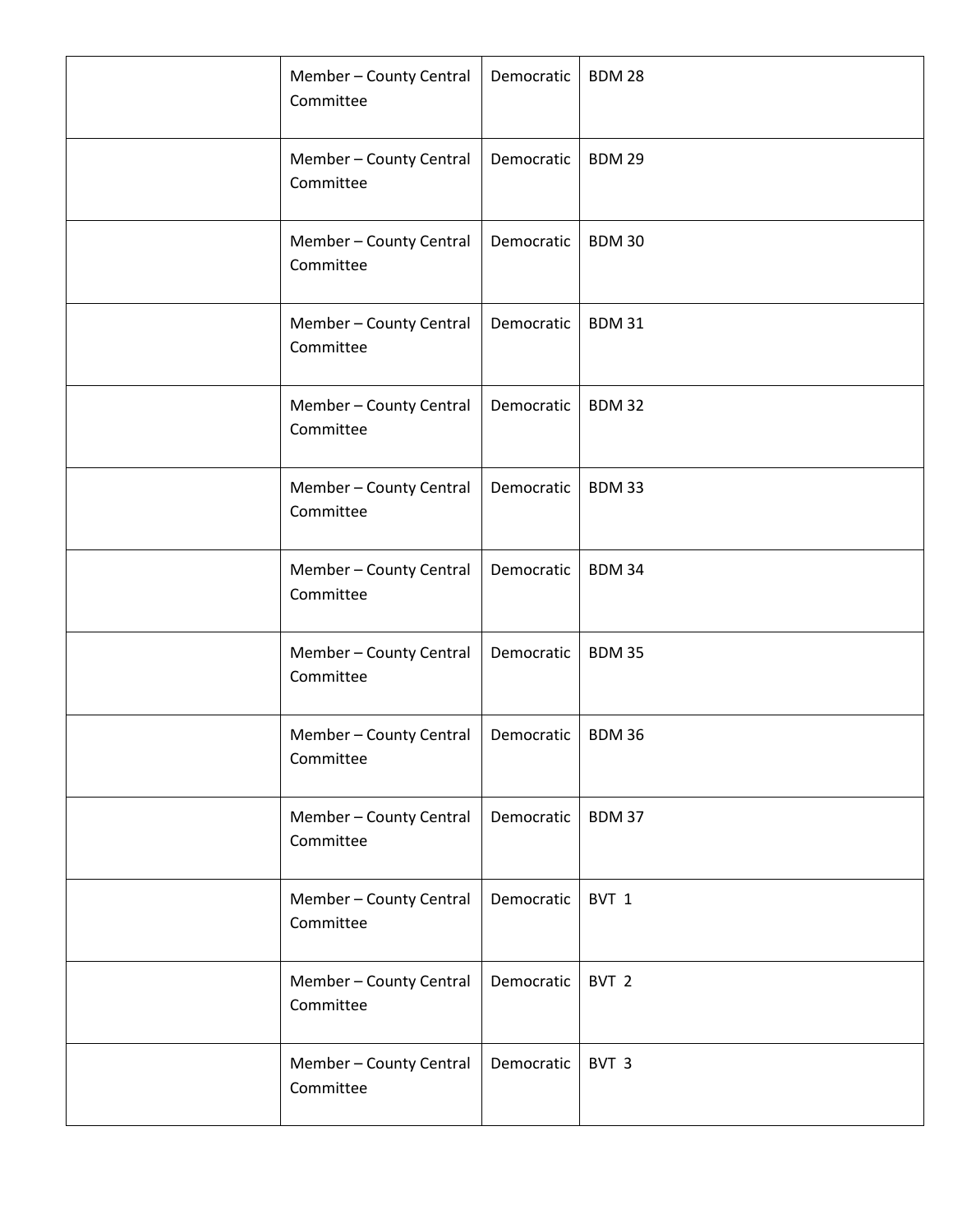| | | | |
|---|---|---|---|
| | Member – County Central Committee | Democratic | BDM 28 |
| | Member – County Central Committee | Democratic | BDM 29 |
| | Member – County Central Committee | Democratic | BDM 30 |
| | Member – County Central Committee | Democratic | BDM 31 |
| | Member – County Central Committee | Democratic | BDM 32 |
| | Member – County Central Committee | Democratic | BDM 33 |
| | Member – County Central Committee | Democratic | BDM 34 |
| | Member – County Central Committee | Democratic | BDM 35 |
| | Member – County Central Committee | Democratic | BDM 36 |
| | Member – County Central Committee | Democratic | BDM 37 |
| | Member – County Central Committee | Democratic | BVT 1 |
| | Member – County Central Committee | Democratic | BVT 2 |
| | Member – County Central Committee | Democratic | BVT 3 |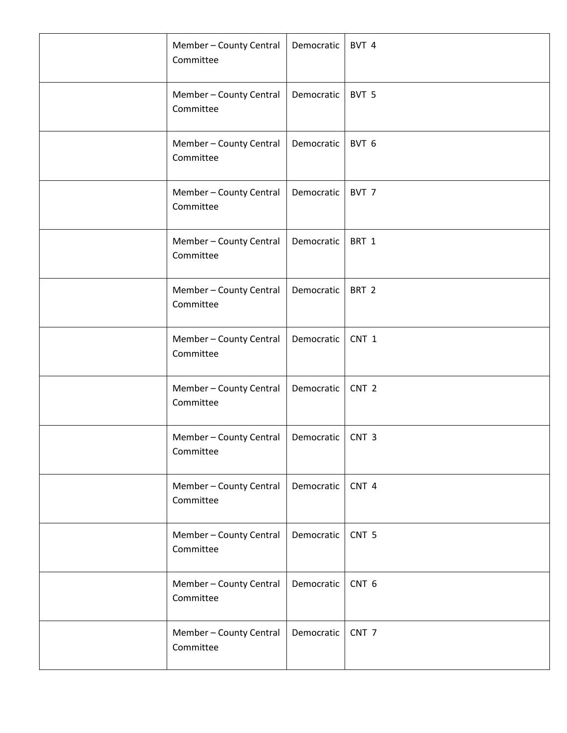| | | | |
|---|---|---|---|
| | Member – County Central Committee | Democratic | BVT 4 |
| | Member – County Central Committee | Democratic | BVT 5 |
| | Member – County Central Committee | Democratic | BVT 6 |
| | Member – County Central Committee | Democratic | BVT 7 |
| | Member – County Central Committee | Democratic | BRT 1 |
| | Member – County Central Committee | Democratic | BRT 2 |
| | Member – County Central Committee | Democratic | CNT 1 |
| | Member – County Central Committee | Democratic | CNT 2 |
| | Member – County Central Committee | Democratic | CNT 3 |
| | Member – County Central Committee | Democratic | CNT 4 |
| | Member – County Central Committee | Democratic | CNT 5 |
| | Member – County Central Committee | Democratic | CNT 6 |
| | Member – County Central Committee | Democratic | CNT 7 |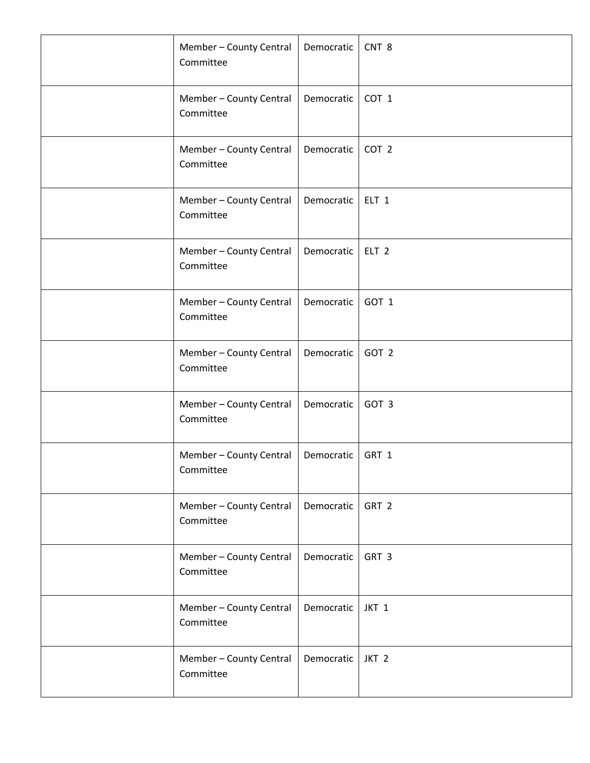| | | | |
|---|---|---|---|
| | Member – County Central Committee | Democratic | CNT 8 |
| | Member – County Central Committee | Democratic | COT 1 |
| | Member – County Central Committee | Democratic | COT 2 |
| | Member – County Central Committee | Democratic | ELT 1 |
| | Member – County Central Committee | Democratic | ELT 2 |
| | Member – County Central Committee | Democratic | GOT 1 |
| | Member – County Central Committee | Democratic | GOT 2 |
| | Member – County Central Committee | Democratic | GOT 3 |
| | Member – County Central Committee | Democratic | GRT 1 |
| | Member – County Central Committee | Democratic | GRT 2 |
| | Member – County Central Committee | Democratic | GRT 3 |
| | Member – County Central Committee | Democratic | JKT 1 |
| | Member – County Central Committee | Democratic | JKT 2 |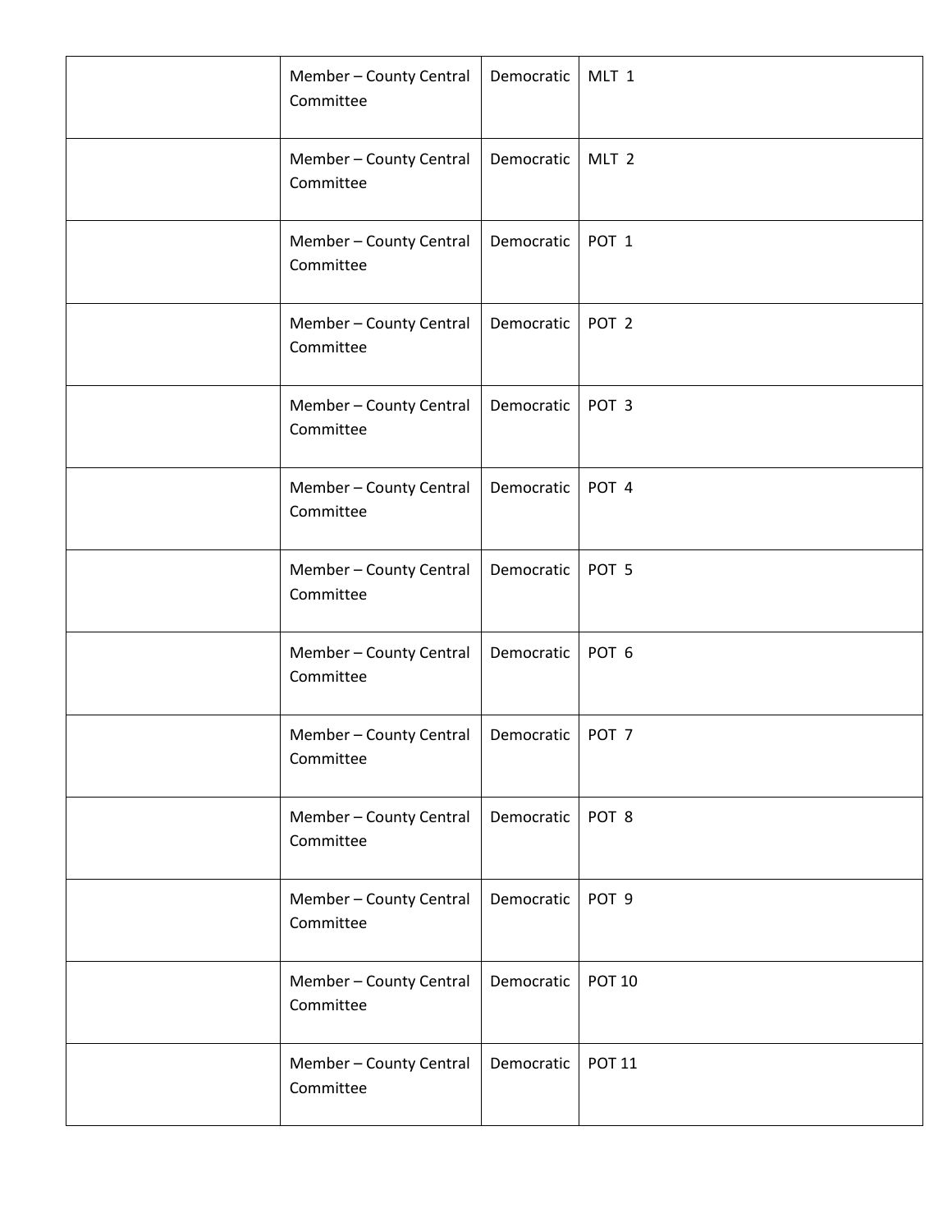| | | | |
|---|---|---|---|
| | Member – County Central Committee | Democratic | MLT 1 |
| | Member – County Central Committee | Democratic | MLT 2 |
| | Member – County Central Committee | Democratic | POT 1 |
| | Member – County Central Committee | Democratic | POT 2 |
| | Member – County Central Committee | Democratic | POT 3 |
| | Member – County Central Committee | Democratic | POT 4 |
| | Member – County Central Committee | Democratic | POT 5 |
| | Member – County Central Committee | Democratic | POT 6 |
| | Member – County Central Committee | Democratic | POT 7 |
| | Member – County Central Committee | Democratic | POT 8 |
| | Member – County Central Committee | Democratic | POT 9 |
| | Member – County Central Committee | Democratic | POT 10 |
| | Member – County Central Committee | Democratic | POT 11 |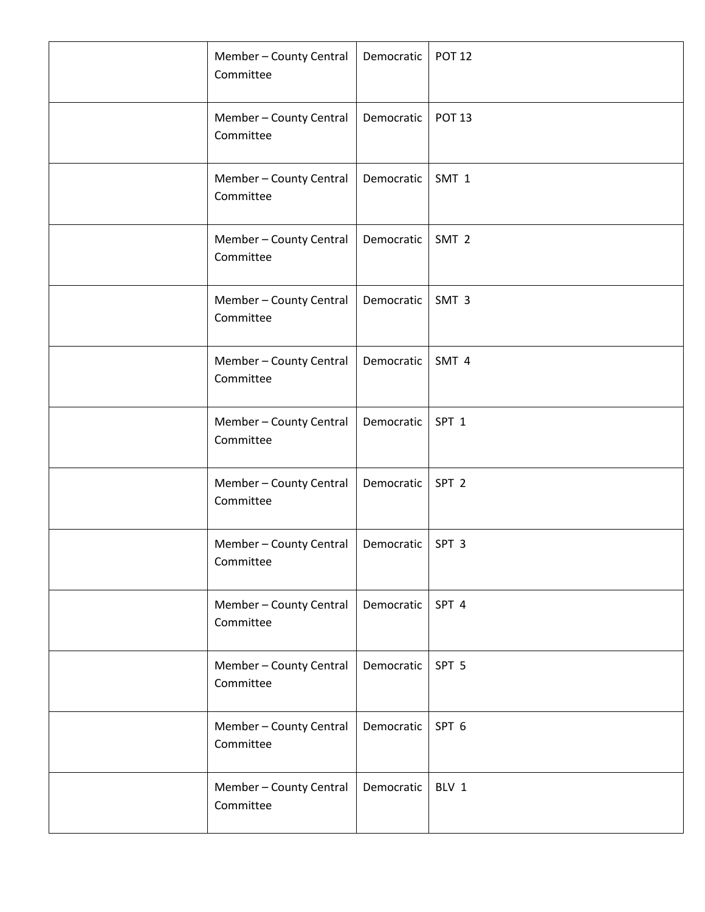| | | | |
|---|---|---|---|
| | Member – County Central Committee | Democratic | POT 12 |
| | Member – County Central Committee | Democratic | POT 13 |
| | Member – County Central Committee | Democratic | SMT 1 |
| | Member – County Central Committee | Democratic | SMT 2 |
| | Member – County Central Committee | Democratic | SMT 3 |
| | Member – County Central Committee | Democratic | SMT 4 |
| | Member – County Central Committee | Democratic | SPT 1 |
| | Member – County Central Committee | Democratic | SPT 2 |
| | Member – County Central Committee | Democratic | SPT 3 |
| | Member – County Central Committee | Democratic | SPT 4 |
| | Member – County Central Committee | Democratic | SPT 5 |
| | Member – County Central Committee | Democratic | SPT 6 |
| | Member – County Central Committee | Democratic | BLV 1 |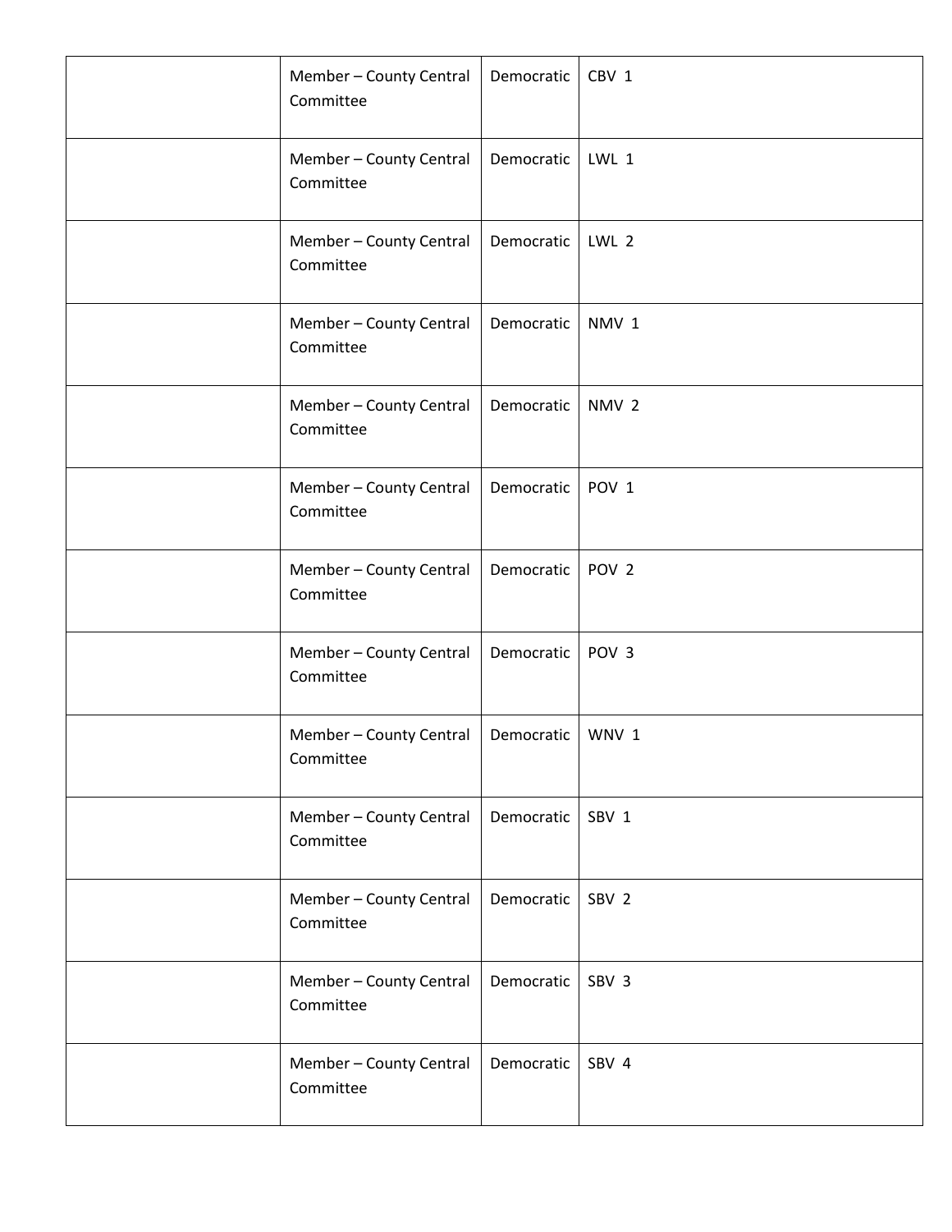| | | | |
|---|---|---|---|
| | Member – County Central Committee | Democratic | CBV 1 |
| | Member – County Central Committee | Democratic | LWL 1 |
| | Member – County Central Committee | Democratic | LWL 2 |
| | Member – County Central Committee | Democratic | NMV 1 |
| | Member – County Central Committee | Democratic | NMV 2 |
| | Member – County Central Committee | Democratic | POV 1 |
| | Member – County Central Committee | Democratic | POV 2 |
| | Member – County Central Committee | Democratic | POV 3 |
| | Member – County Central Committee | Democratic | WNV 1 |
| | Member – County Central Committee | Democratic | SBV 1 |
| | Member – County Central Committee | Democratic | SBV 2 |
| | Member – County Central Committee | Democratic | SBV 3 |
| | Member – County Central Committee | Democratic | SBV 4 |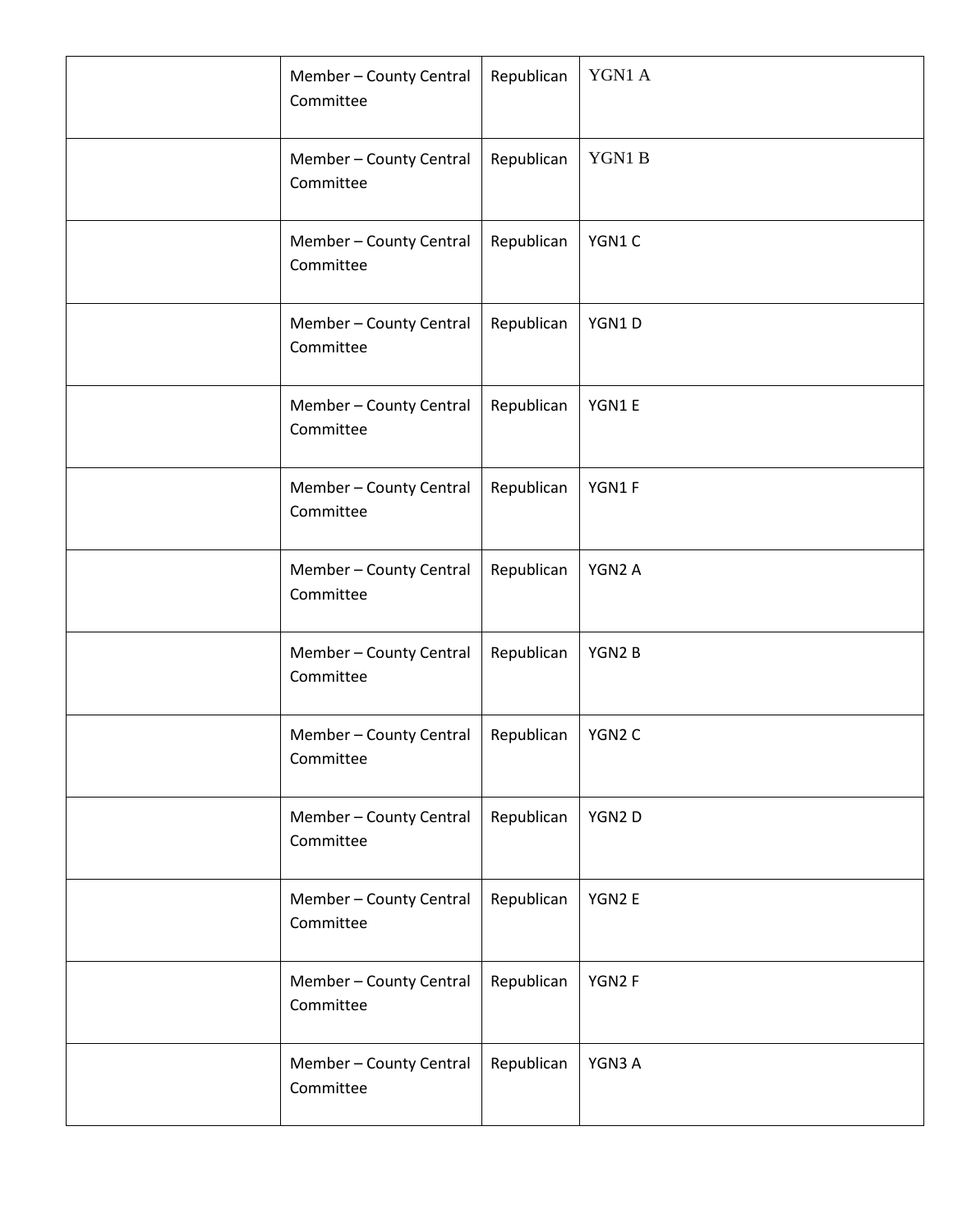| | | | |
|---|---|---|---|
| | Member – County Central Committee | Republican | YGN1 A |
| | Member – County Central Committee | Republican | YGN1 B |
| | Member – County Central Committee | Republican | YGN1 C |
| | Member – County Central Committee | Republican | YGN1 D |
| | Member – County Central Committee | Republican | YGN1 E |
| | Member – County Central Committee | Republican | YGN1 F |
| | Member – County Central Committee | Republican | YGN2 A |
| | Member – County Central Committee | Republican | YGN2 B |
| | Member – County Central Committee | Republican | YGN2 C |
| | Member – County Central Committee | Republican | YGN2 D |
| | Member – County Central Committee | Republican | YGN2 E |
| | Member – County Central Committee | Republican | YGN2 F |
| | Member – County Central Committee | Republican | YGN3 A |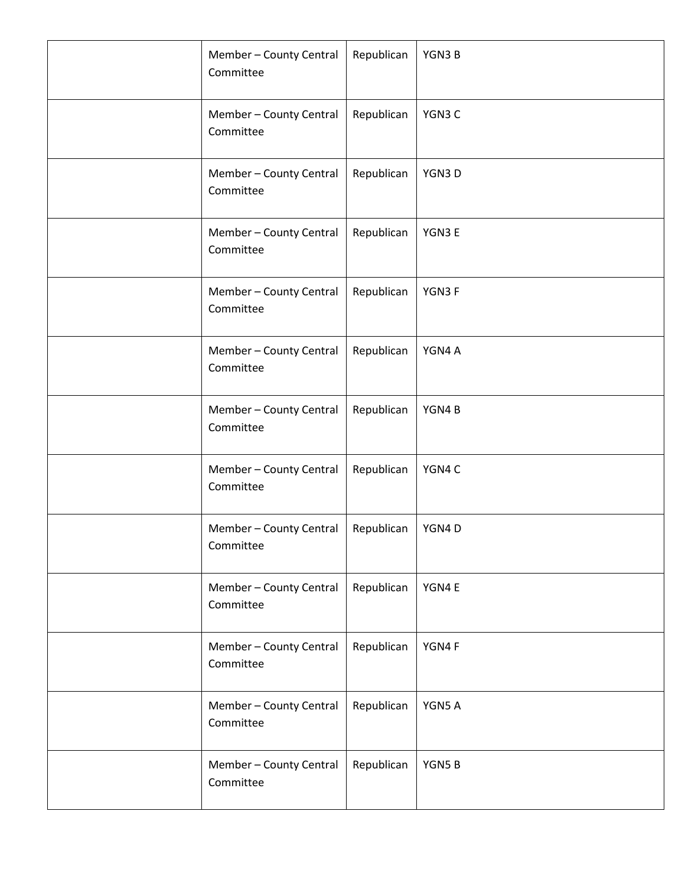| | | | |
|---|---|---|---|
| | Member – County Central Committee | Republican | YGN3 B |
| | Member – County Central Committee | Republican | YGN3 C |
| | Member – County Central Committee | Republican | YGN3 D |
| | Member – County Central Committee | Republican | YGN3 E |
| | Member – County Central Committee | Republican | YGN3 F |
| | Member – County Central Committee | Republican | YGN4 A |
| | Member – County Central Committee | Republican | YGN4 B |
| | Member – County Central Committee | Republican | YGN4 C |
| | Member – County Central Committee | Republican | YGN4 D |
| | Member – County Central Committee | Republican | YGN4 E |
| | Member – County Central Committee | Republican | YGN4 F |
| | Member – County Central Committee | Republican | YGN5 A |
| | Member – County Central Committee | Republican | YGN5 B |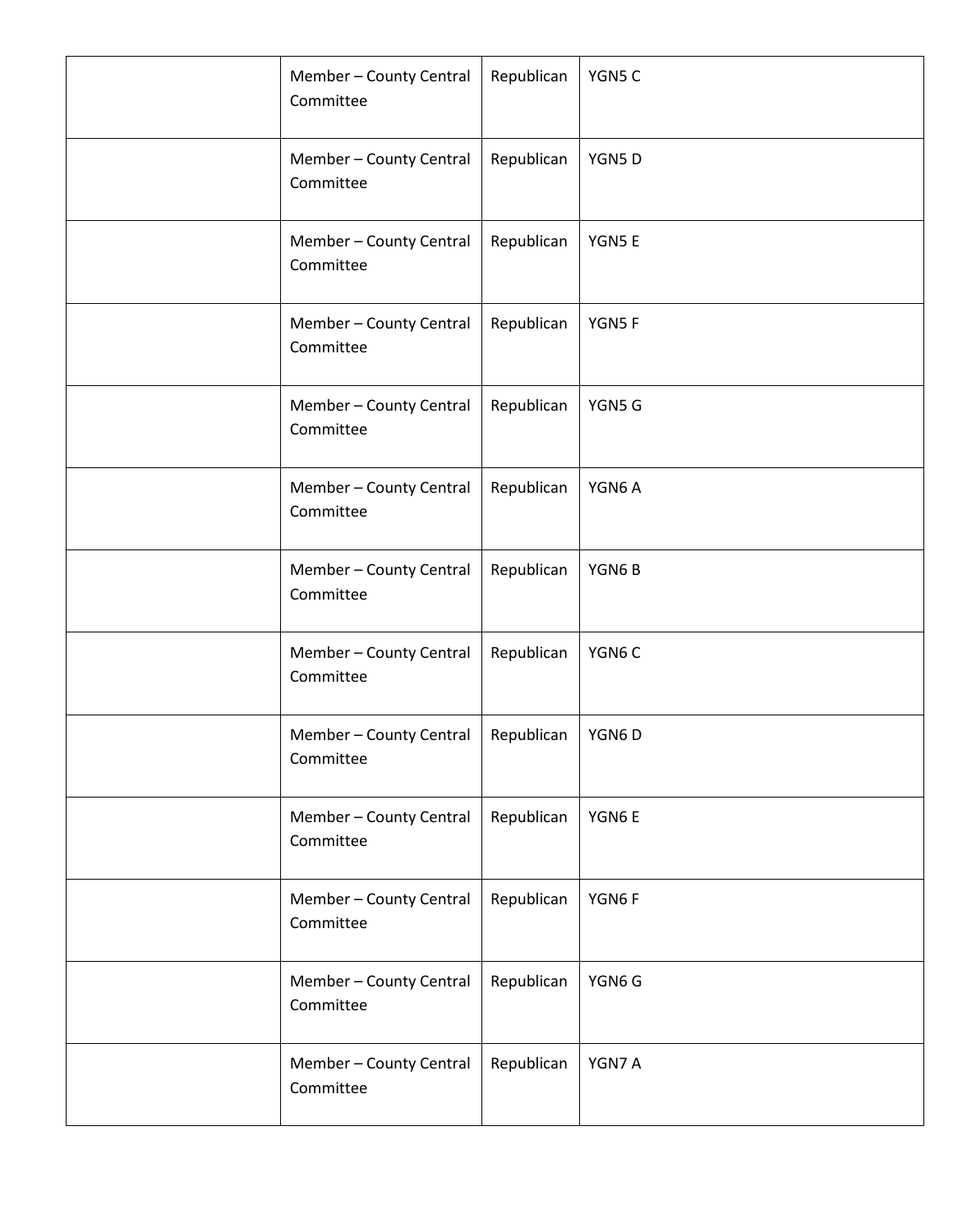| | | | |
|---|---|---|---|
| | Member – County Central Committee | Republican | YGN5 C |
| | Member – County Central Committee | Republican | YGN5 D |
| | Member – County Central Committee | Republican | YGN5 E |
| | Member – County Central Committee | Republican | YGN5 F |
| | Member – County Central Committee | Republican | YGN5 G |
| | Member – County Central Committee | Republican | YGN6 A |
| | Member – County Central Committee | Republican | YGN6 B |
| | Member – County Central Committee | Republican | YGN6 C |
| | Member – County Central Committee | Republican | YGN6 D |
| | Member – County Central Committee | Republican | YGN6 E |
| | Member – County Central Committee | Republican | YGN6 F |
| | Member – County Central Committee | Republican | YGN6 G |
| | Member – County Central Committee | Republican | YGN7 A |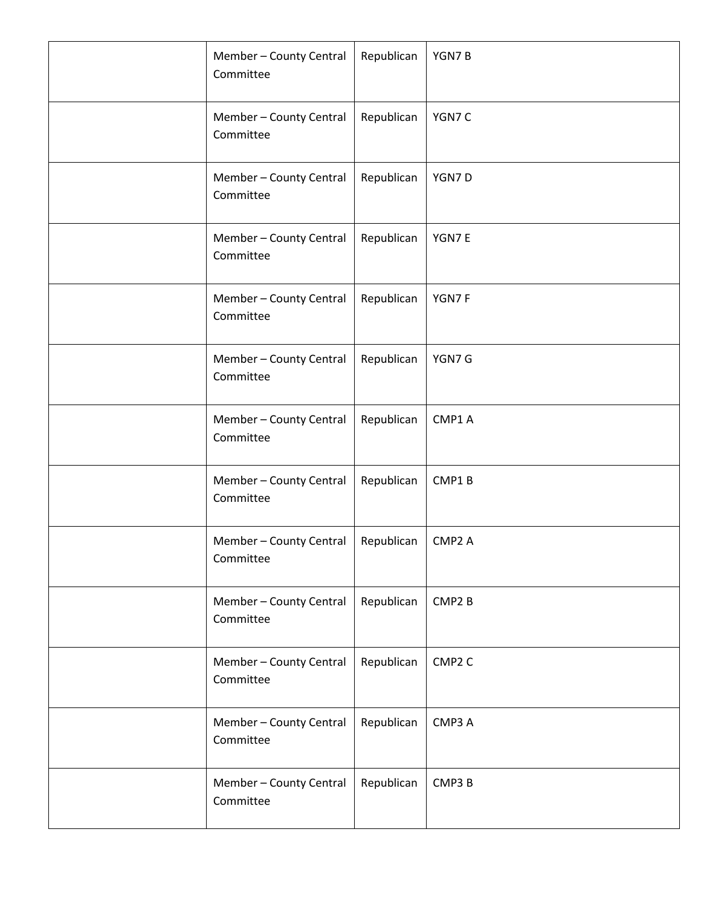| | | | |
|---|---|---|---|
| | Member – County Central Committee | Republican | YGN7 B |
| | Member – County Central Committee | Republican | YGN7 C |
| | Member – County Central Committee | Republican | YGN7 D |
| | Member – County Central Committee | Republican | YGN7 E |
| | Member – County Central Committee | Republican | YGN7 F |
| | Member – County Central Committee | Republican | YGN7 G |
| | Member – County Central Committee | Republican | CMP1 A |
| | Member – County Central Committee | Republican | CMP1 B |
| | Member – County Central Committee | Republican | CMP2 A |
| | Member – County Central Committee | Republican | CMP2 B |
| | Member – County Central Committee | Republican | CMP2 C |
| | Member – County Central Committee | Republican | CMP3 A |
| | Member – County Central Committee | Republican | CMP3 B |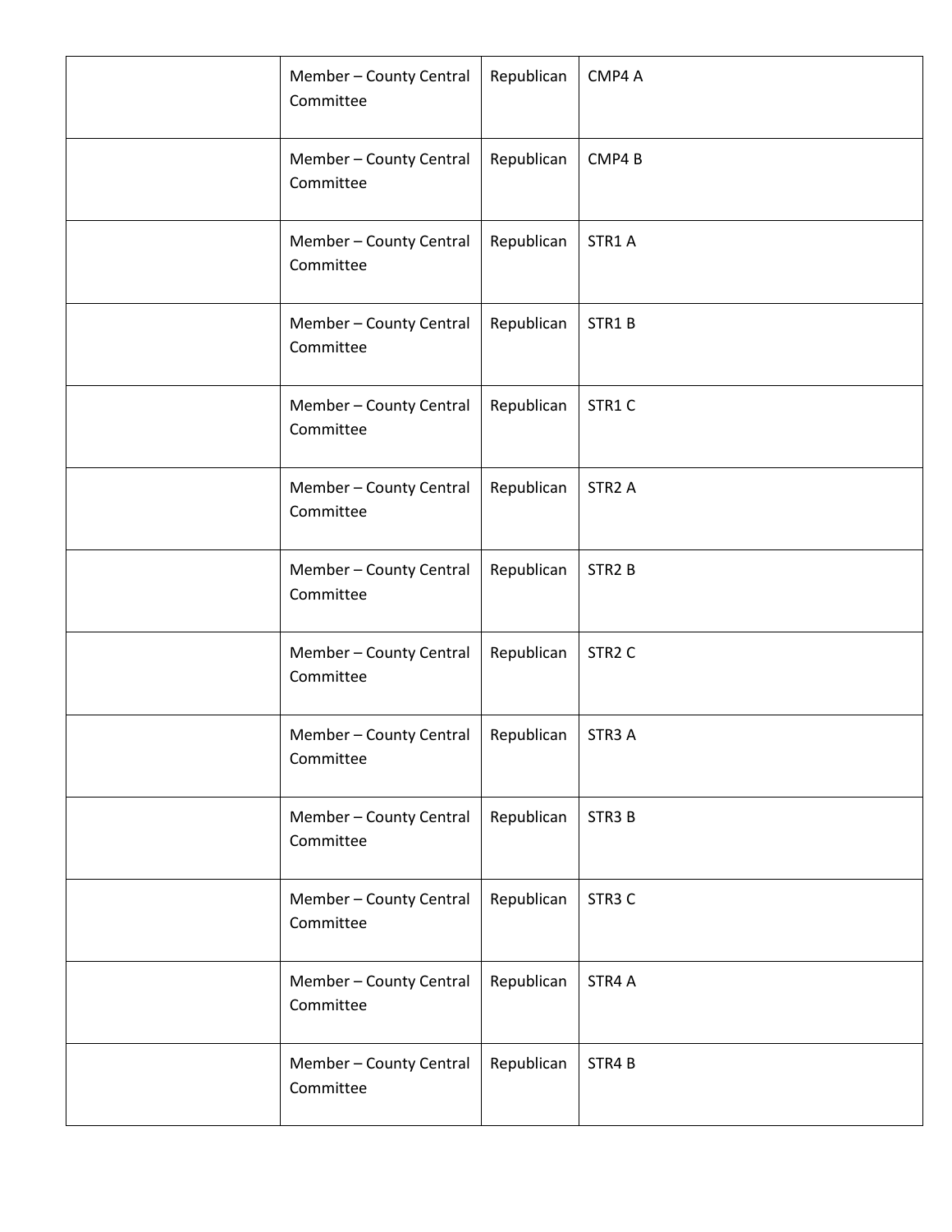| | | | |
|---|---|---|---|
| | Member – County Central Committee | Republican | CMP4 A |
| | Member – County Central Committee | Republican | CMP4 B |
| | Member – County Central Committee | Republican | STR1 A |
| | Member – County Central Committee | Republican | STR1 B |
| | Member – County Central Committee | Republican | STR1 C |
| | Member – County Central Committee | Republican | STR2 A |
| | Member – County Central Committee | Republican | STR2 B |
| | Member – County Central Committee | Republican | STR2 C |
| | Member – County Central Committee | Republican | STR3 A |
| | Member – County Central Committee | Republican | STR3 B |
| | Member – County Central Committee | Republican | STR3 C |
| | Member – County Central Committee | Republican | STR4 A |
| | Member – County Central Committee | Republican | STR4 B |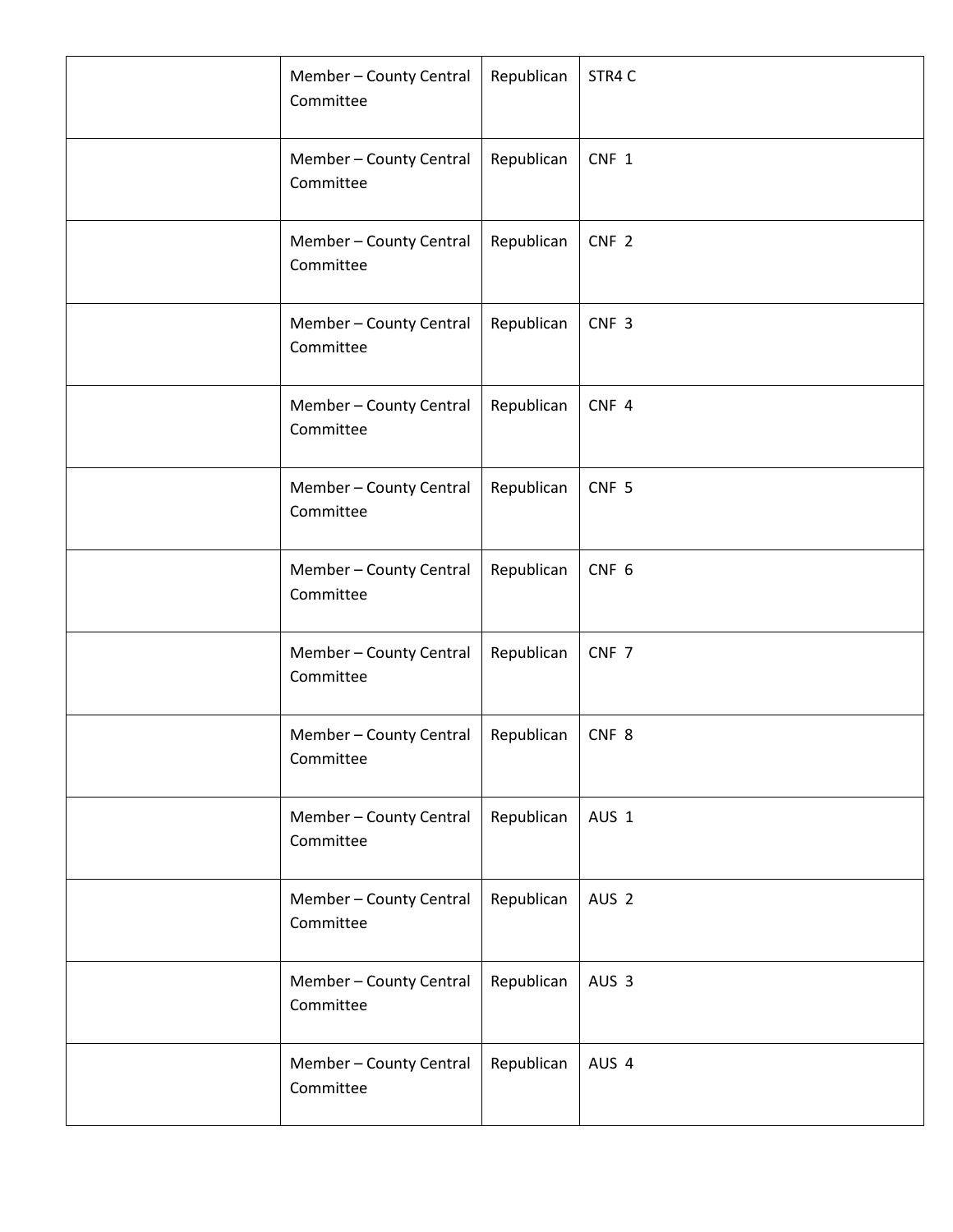| | | | |
|---|---|---|---|
| | Member – County Central Committee | Republican | STR4 C |
| | Member – County Central Committee | Republican | CNF 1 |
| | Member – County Central Committee | Republican | CNF 2 |
| | Member – County Central Committee | Republican | CNF 3 |
| | Member – County Central Committee | Republican | CNF 4 |
| | Member – County Central Committee | Republican | CNF 5 |
| | Member – County Central Committee | Republican | CNF 6 |
| | Member – County Central Committee | Republican | CNF 7 |
| | Member – County Central Committee | Republican | CNF 8 |
| | Member – County Central Committee | Republican | AUS 1 |
| | Member – County Central Committee | Republican | AUS 2 |
| | Member – County Central Committee | Republican | AUS 3 |
| | Member – County Central Committee | Republican | AUS 4 |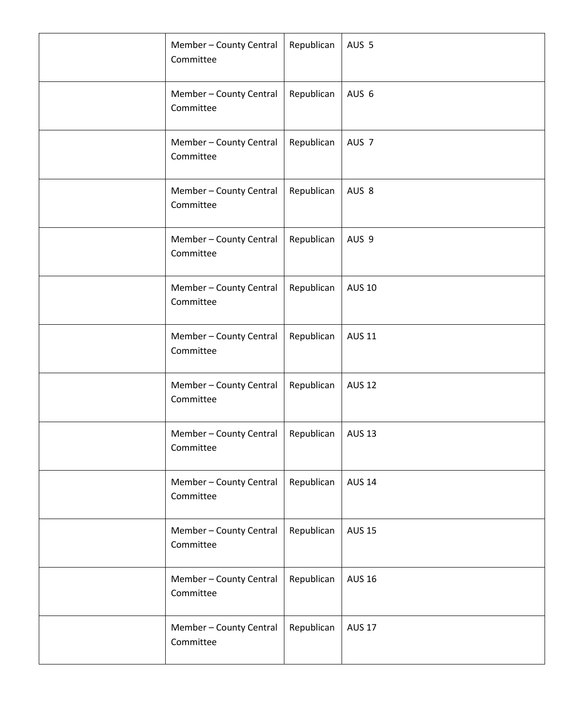| | | | |
|---|---|---|---|
| | Member – County Central Committee | Republican | AUS 5 |
| | Member – County Central Committee | Republican | AUS 6 |
| | Member – County Central Committee | Republican | AUS 7 |
| | Member – County Central Committee | Republican | AUS 8 |
| | Member – County Central Committee | Republican | AUS 9 |
| | Member – County Central Committee | Republican | AUS 10 |
| | Member – County Central Committee | Republican | AUS 11 |
| | Member – County Central Committee | Republican | AUS 12 |
| | Member – County Central Committee | Republican | AUS 13 |
| | Member – County Central Committee | Republican | AUS 14 |
| | Member – County Central Committee | Republican | AUS 15 |
| | Member – County Central Committee | Republican | AUS 16 |
| | Member – County Central Committee | Republican | AUS 17 |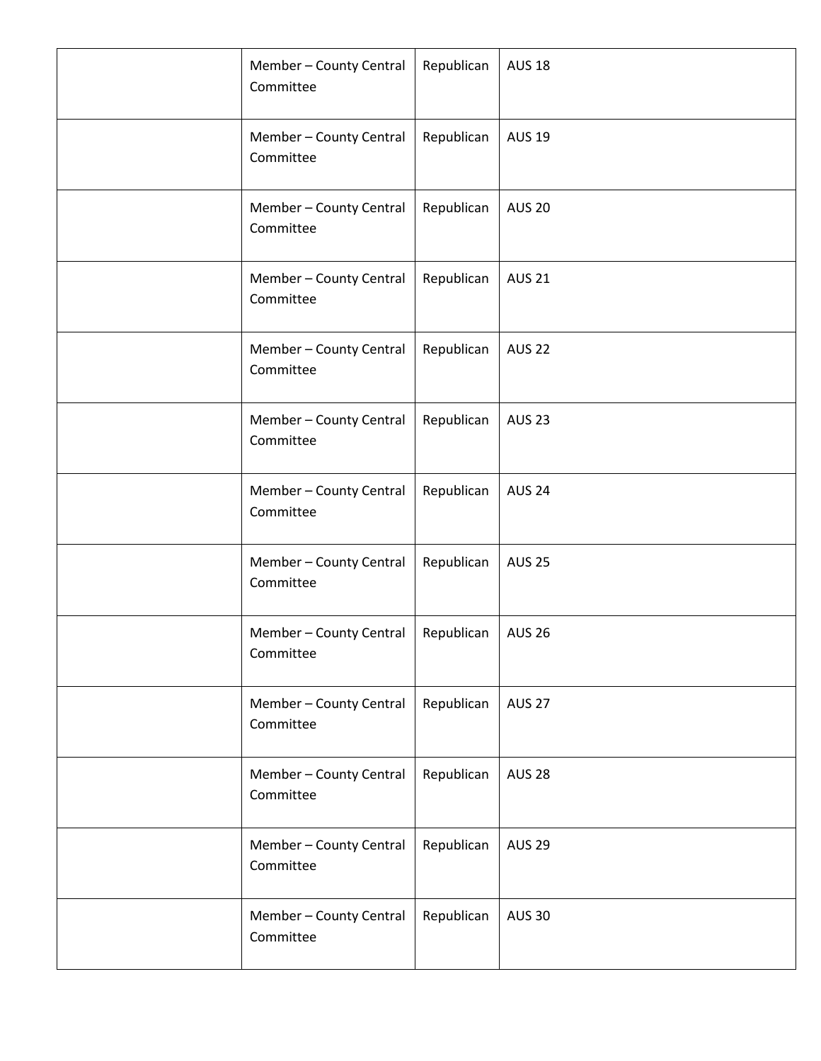| | | | |
|---|---|---|---|
| | Member – County Central Committee | Republican | AUS 18 |
| | Member – County Central Committee | Republican | AUS 19 |
| | Member – County Central Committee | Republican | AUS 20 |
| | Member – County Central Committee | Republican | AUS 21 |
| | Member – County Central Committee | Republican | AUS 22 |
| | Member – County Central Committee | Republican | AUS 23 |
| | Member – County Central Committee | Republican | AUS 24 |
| | Member – County Central Committee | Republican | AUS 25 |
| | Member – County Central Committee | Republican | AUS 26 |
| | Member – County Central Committee | Republican | AUS 27 |
| | Member – County Central Committee | Republican | AUS 28 |
| | Member – County Central Committee | Republican | AUS 29 |
| | Member – County Central Committee | Republican | AUS 30 |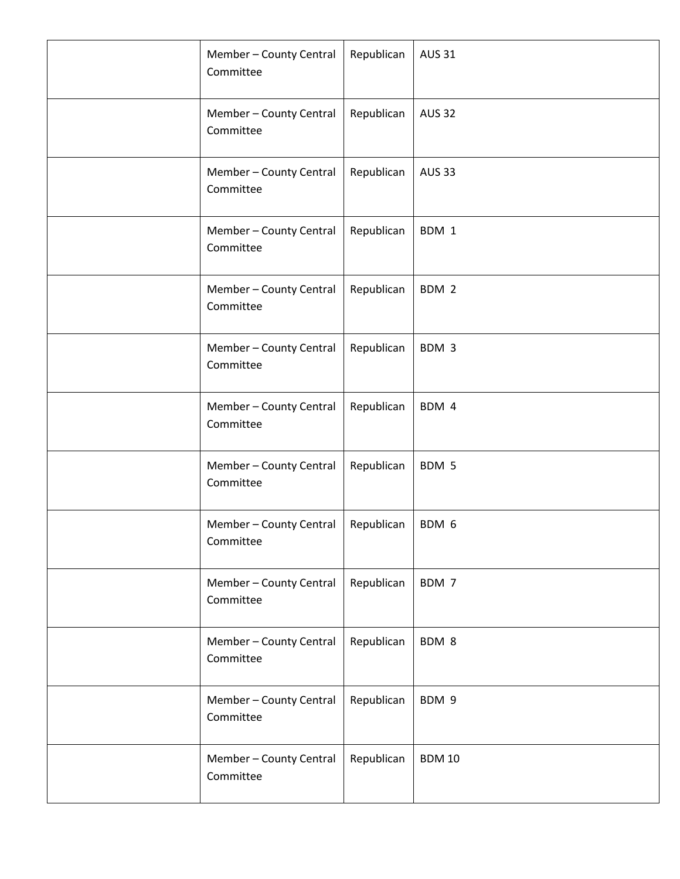| | | | |
|---|---|---|---|
| | Member – County Central Committee | Republican | AUS 31 |
| | Member – County Central Committee | Republican | AUS 32 |
| | Member – County Central Committee | Republican | AUS 33 |
| | Member – County Central Committee | Republican | BDM 1 |
| | Member – County Central Committee | Republican | BDM 2 |
| | Member – County Central Committee | Republican | BDM 3 |
| | Member – County Central Committee | Republican | BDM 4 |
| | Member – County Central Committee | Republican | BDM 5 |
| | Member – County Central Committee | Republican | BDM 6 |
| | Member – County Central Committee | Republican | BDM 7 |
| | Member – County Central Committee | Republican | BDM 8 |
| | Member – County Central Committee | Republican | BDM 9 |
| | Member – County Central Committee | Republican | BDM 10 |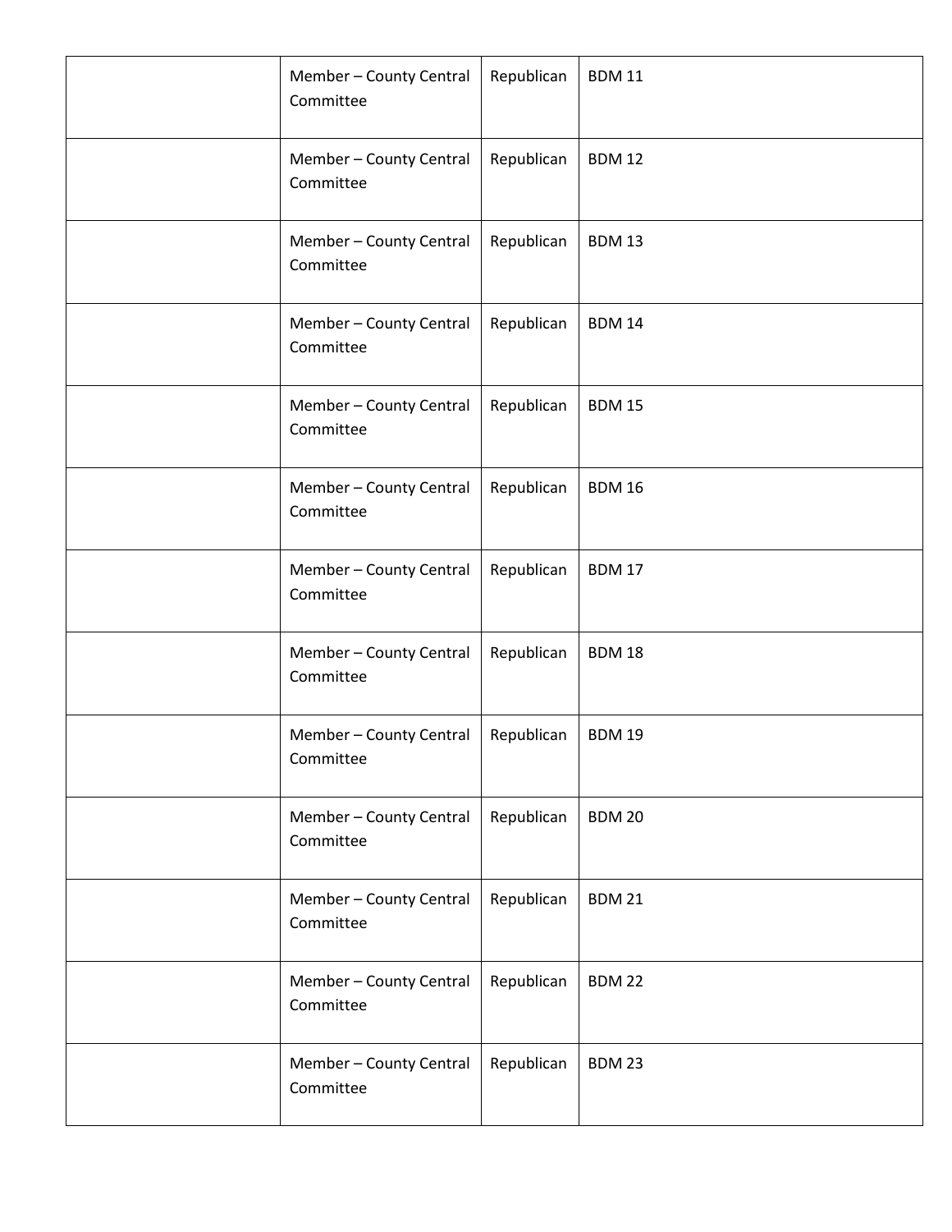| | | | |
|---|---|---|---|
| | Member – County Central Committee | Republican | BDM 11 |
| | Member – County Central Committee | Republican | BDM 12 |
| | Member – County Central Committee | Republican | BDM 13 |
| | Member – County Central Committee | Republican | BDM 14 |
| | Member – County Central Committee | Republican | BDM 15 |
| | Member – County Central Committee | Republican | BDM 16 |
| | Member – County Central Committee | Republican | BDM 17 |
| | Member – County Central Committee | Republican | BDM 18 |
| | Member – County Central Committee | Republican | BDM 19 |
| | Member – County Central Committee | Republican | BDM 20 |
| | Member – County Central Committee | Republican | BDM 21 |
| | Member – County Central Committee | Republican | BDM 22 |
| | Member – County Central Committee | Republican | BDM 23 |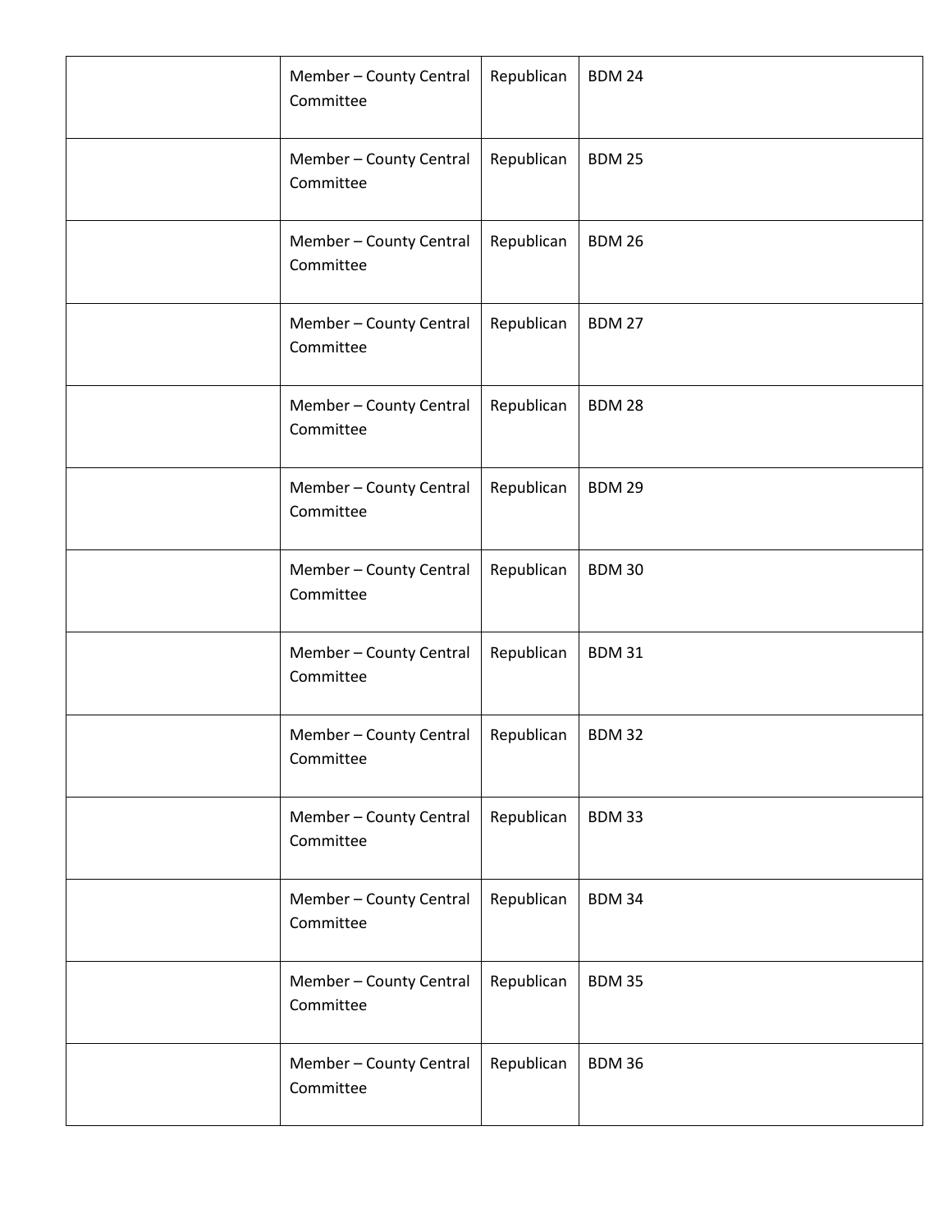| | | | |
|---|---|---|---|
| | Member – County Central Committee | Republican | BDM 24 |
| | Member – County Central Committee | Republican | BDM 25 |
| | Member – County Central Committee | Republican | BDM 26 |
| | Member – County Central Committee | Republican | BDM 27 |
| | Member – County Central Committee | Republican | BDM 28 |
| | Member – County Central Committee | Republican | BDM 29 |
| | Member – County Central Committee | Republican | BDM 30 |
| | Member – County Central Committee | Republican | BDM 31 |
| | Member – County Central Committee | Republican | BDM 32 |
| | Member – County Central Committee | Republican | BDM 33 |
| | Member – County Central Committee | Republican | BDM 34 |
| | Member – County Central Committee | Republican | BDM 35 |
| | Member – County Central Committee | Republican | BDM 36 |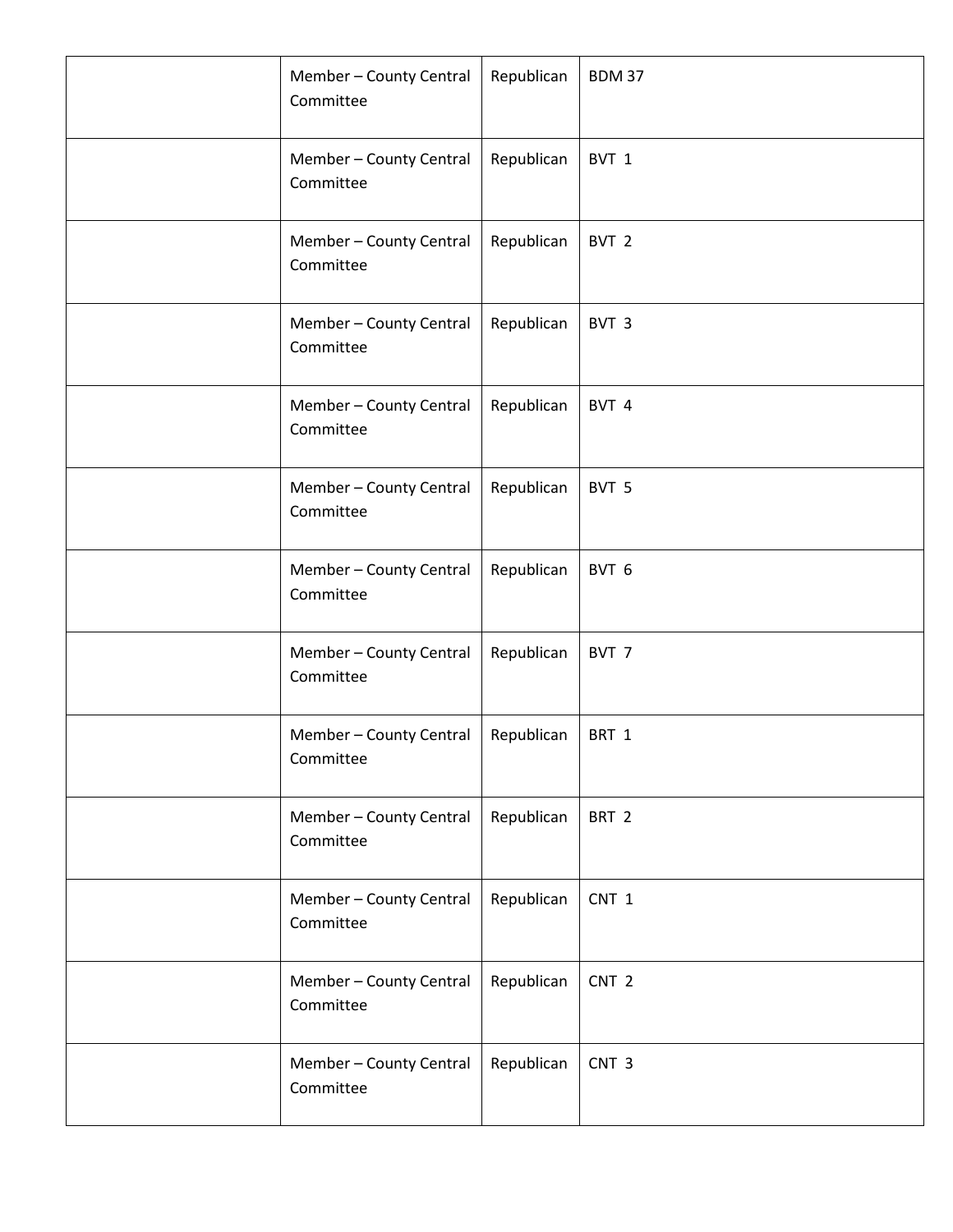| | | | |
|---|---|---|---|
| | Member – County Central Committee | Republican | BDM 37 |
| | Member – County Central Committee | Republican | BVT 1 |
| | Member – County Central Committee | Republican | BVT 2 |
| | Member – County Central Committee | Republican | BVT 3 |
| | Member – County Central Committee | Republican | BVT 4 |
| | Member – County Central Committee | Republican | BVT 5 |
| | Member – County Central Committee | Republican | BVT 6 |
| | Member – County Central Committee | Republican | BVT 7 |
| | Member – County Central Committee | Republican | BRT 1 |
| | Member – County Central Committee | Republican | BRT 2 |
| | Member – County Central Committee | Republican | CNT 1 |
| | Member – County Central Committee | Republican | CNT 2 |
| | Member – County Central Committee | Republican | CNT 3 |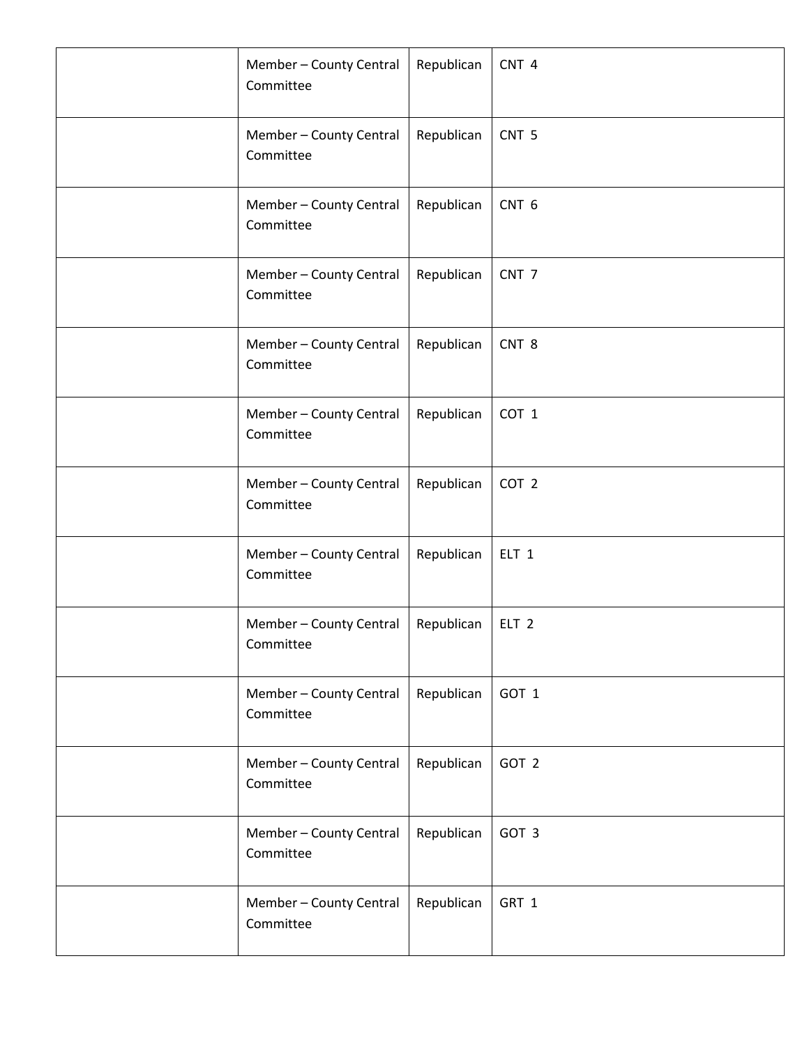| | | | |
|---|---|---|---|
| | Member – County Central Committee | Republican | CNT 4 |
| | Member – County Central Committee | Republican | CNT 5 |
| | Member – County Central Committee | Republican | CNT 6 |
| | Member – County Central Committee | Republican | CNT 7 |
| | Member – County Central Committee | Republican | CNT 8 |
| | Member – County Central Committee | Republican | COT 1 |
| | Member – County Central Committee | Republican | COT 2 |
| | Member – County Central Committee | Republican | ELT 1 |
| | Member – County Central Committee | Republican | ELT 2 |
| | Member – County Central Committee | Republican | GOT 1 |
| | Member – County Central Committee | Republican | GOT 2 |
| | Member – County Central Committee | Republican | GOT 3 |
| | Member – County Central Committee | Republican | GRT 1 |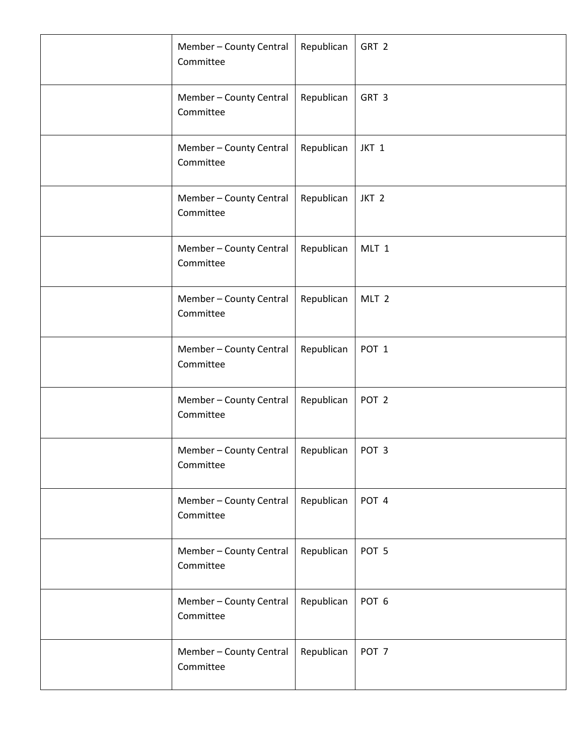| | | | |
|---|---|---|---|
| | Member – County Central Committee | Republican | GRT 2 |
| | Member – County Central Committee | Republican | GRT 3 |
| | Member – County Central Committee | Republican | JKT 1 |
| | Member – County Central Committee | Republican | JKT 2 |
| | Member – County Central Committee | Republican | MLT 1 |
| | Member – County Central Committee | Republican | MLT 2 |
| | Member – County Central Committee | Republican | POT 1 |
| | Member – County Central Committee | Republican | POT 2 |
| | Member – County Central Committee | Republican | POT 3 |
| | Member – County Central Committee | Republican | POT 4 |
| | Member – County Central Committee | Republican | POT 5 |
| | Member – County Central Committee | Republican | POT 6 |
| | Member – County Central Committee | Republican | POT 7 |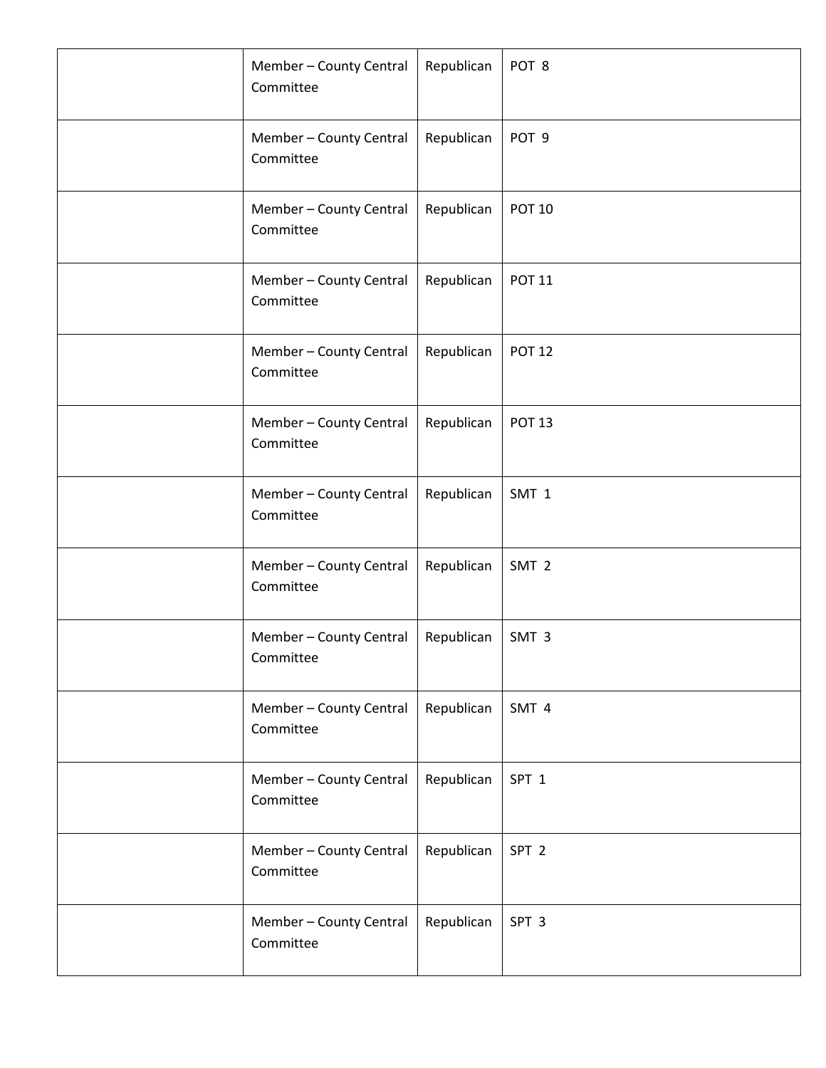| | | | |
|---|---|---|---|
| | Member – County Central Committee | Republican | POT 8 |
| | Member – County Central Committee | Republican | POT 9 |
| | Member – County Central Committee | Republican | POT 10 |
| | Member – County Central Committee | Republican | POT 11 |
| | Member – County Central Committee | Republican | POT 12 |
| | Member – County Central Committee | Republican | POT 13 |
| | Member – County Central Committee | Republican | SMT 1 |
| | Member – County Central Committee | Republican | SMT 2 |
| | Member – County Central Committee | Republican | SMT 3 |
| | Member – County Central Committee | Republican | SMT 4 |
| | Member – County Central Committee | Republican | SPT 1 |
| | Member – County Central Committee | Republican | SPT 2 |
| | Member – County Central Committee | Republican | SPT 3 |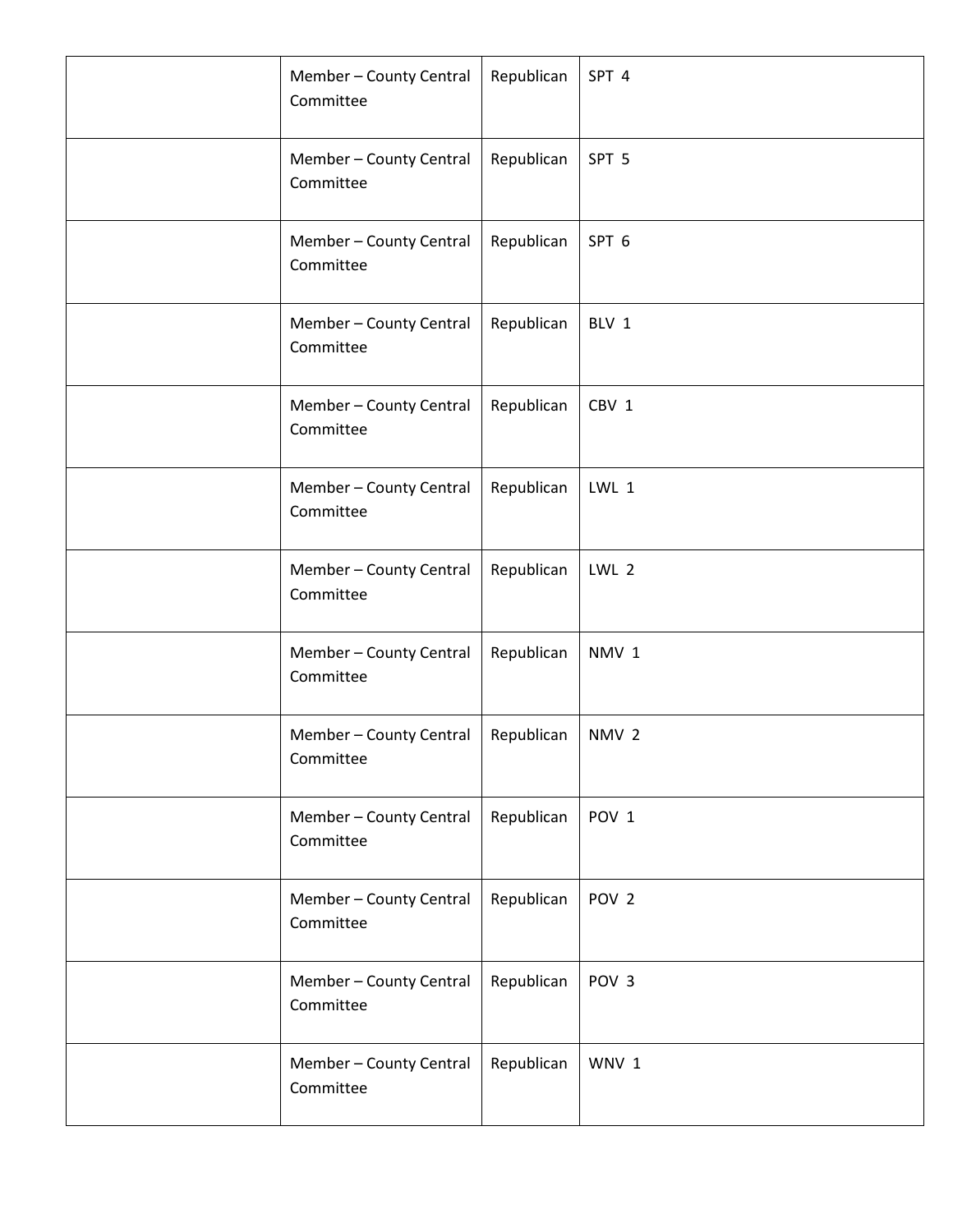| | | | |
|---|---|---|---|
| | Member – County Central Committee | Republican | SPT 4 |
| | Member – County Central Committee | Republican | SPT 5 |
| | Member – County Central Committee | Republican | SPT 6 |
| | Member – County Central Committee | Republican | BLV 1 |
| | Member – County Central Committee | Republican | CBV 1 |
| | Member – County Central Committee | Republican | LWL 1 |
| | Member – County Central Committee | Republican | LWL 2 |
| | Member – County Central Committee | Republican | NMV 1 |
| | Member – County Central Committee | Republican | NMV 2 |
| | Member – County Central Committee | Republican | POV 1 |
| | Member – County Central Committee | Republican | POV 2 |
| | Member – County Central Committee | Republican | POV 3 |
| | Member – County Central Committee | Republican | WNV 1 |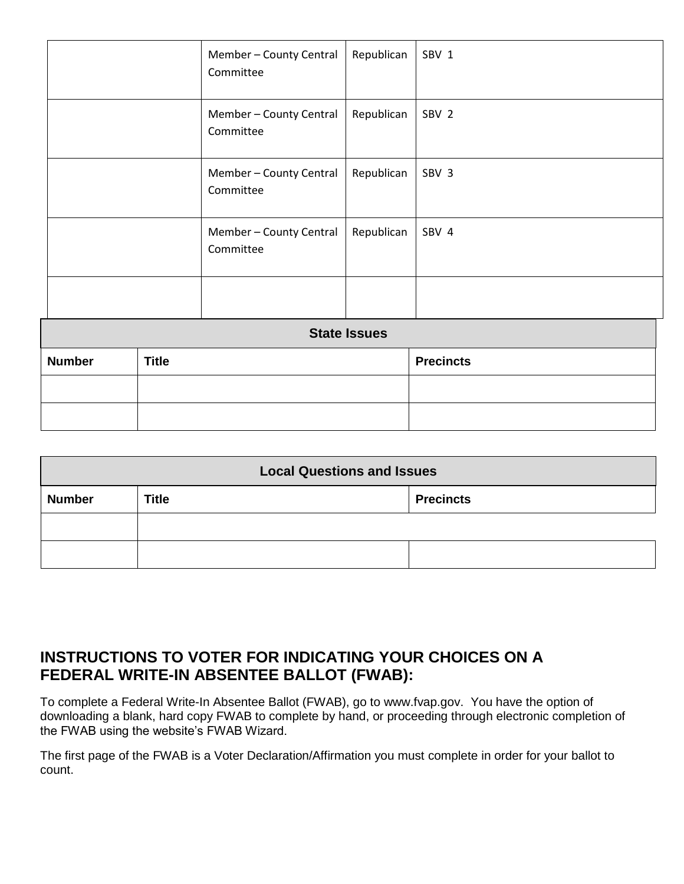|  | Member – County Central Committee | Republican | SBV 1 |
| --- | --- | --- | --- |
|  | Member – County Central Committee | Republican | SBV 2 |
|  | Member – County Central Committee | Republican | SBV 3 |
|  | Member – County Central Committee | Republican | SBV 4 |
|  |  |  |  |

| State Issues | | |
| --- | --- | --- |
| **Number** | **Title** | **Precincts** |
|  |  |  |
|  |  |  |

| Local Questions and Issues | | |
| --- | --- | --- |
| **Number** | **Title** | **Precincts** |
|  |  |  |
|  |  |  |

## INSTRUCTIONS TO VOTER FOR INDICATING YOUR CHOICES ON A FEDERAL WRITE-IN ABSENTEE BALLOT (FWAB):

To complete a Federal Write-In Absentee Ballot (FWAB), go to www.fvap.gov. You have the option of downloading a blank, hard copy FWAB to complete by hand, or proceeding through electronic completion of the FWAB using the website's FWAB Wizard.

The first page of the FWAB is a Voter Declaration/Affirmation you must complete in order for your ballot to count.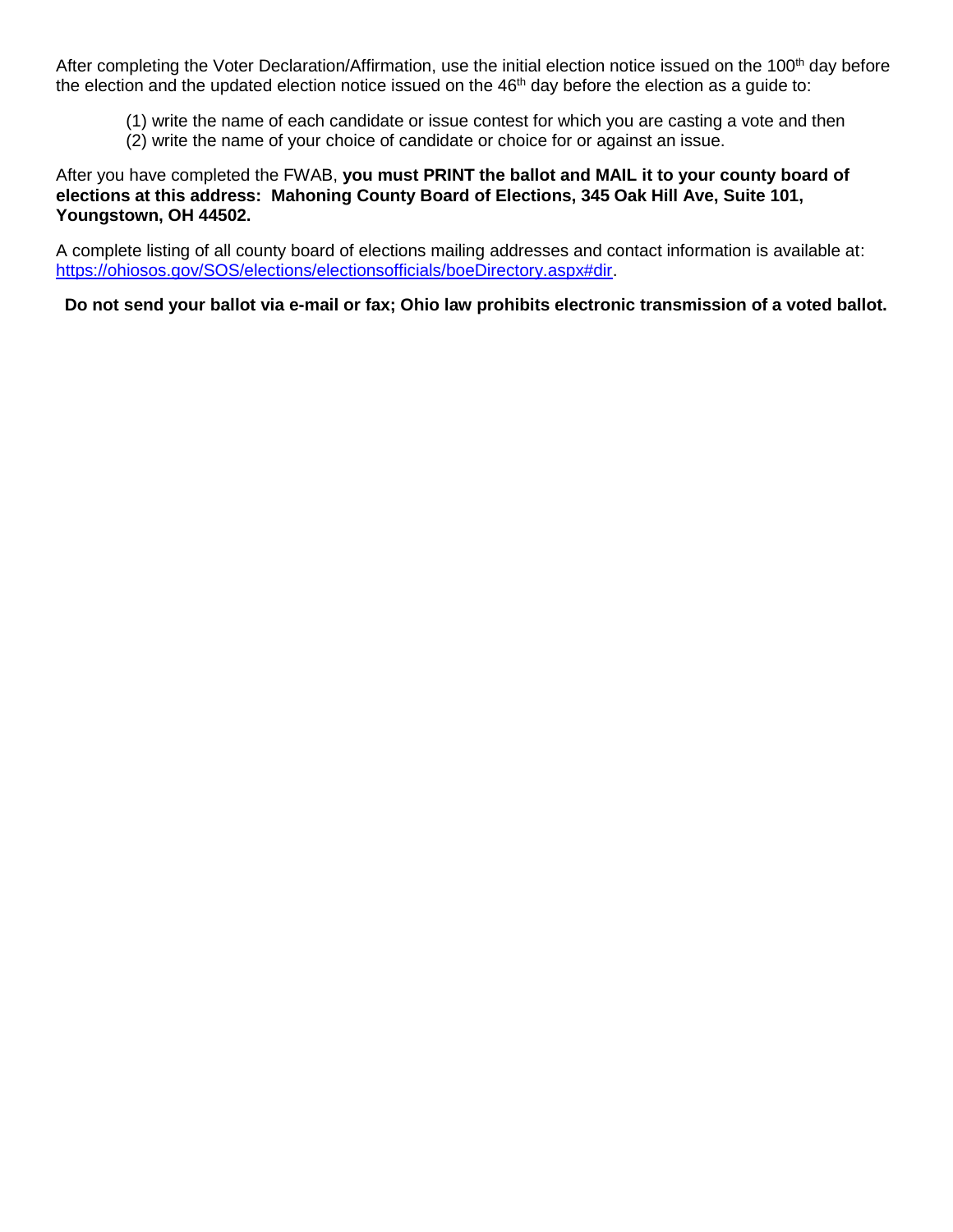After completing the Voter Declaration/Affirmation, use the initial election notice issued on the 100th day before the election and the updated election notice issued on the 46th day before the election as a guide to:

(1) write the name of each candidate or issue contest for which you are casting a vote and then
(2) write the name of your choice of candidate or choice for or against an issue.

After you have completed the FWAB, **you must PRINT the ballot and MAIL it to your county board of elections at this address: Mahoning County Board of Elections, 345 Oak Hill Ave, Suite 101, Youngstown, OH 44502.**

A complete listing of all county board of elections mailing addresses and contact information is available at: [https://ohiosos.gov/SOS/elections/electionsofficials/boeDirectory.aspx#dir](https://ohiosos.gov/SOS/elections/electionsofficials/boeDirectory.aspx#dir).

**Do not send your ballot via e-mail or fax; Ohio law prohibits electronic transmission of a voted ballot.**